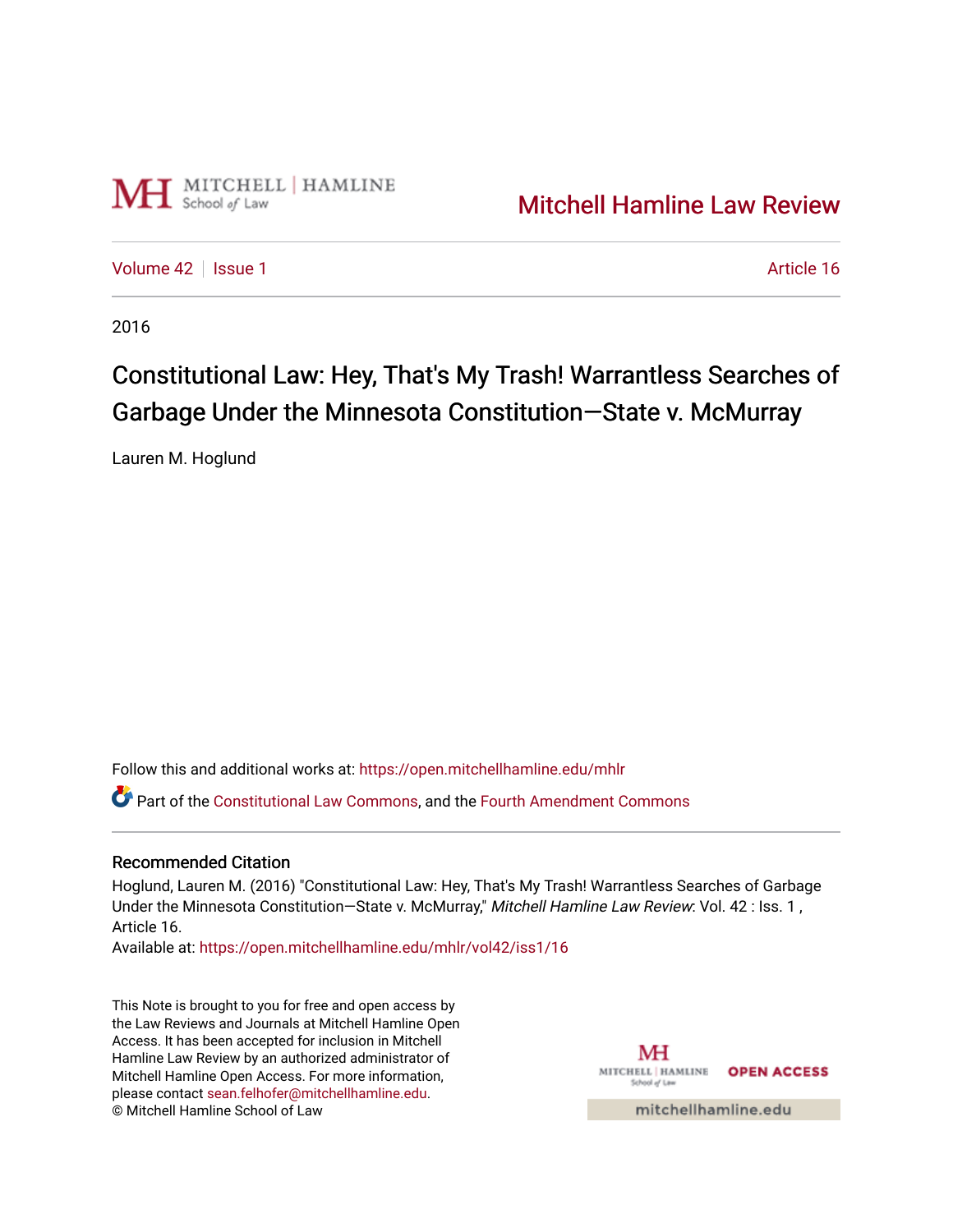Mitchell Hamline Law Review

Volume 42 | Issue 1 | Article 16

2016

# Constitutional Law: Hey, That's My Trash! Warrantless Searches of Garbage Under the Minnesota Constitution—State v. McMurray

Lauren M. Hoglund

Follow this and additional works at: https://open.mitchellhamline.edu/mhlr

Part of the Constitutional Law Commons, and the Fourth Amendment Commons

## Recommended Citation

Hoglund, Lauren M. (2016) "Constitutional Law: Hey, That's My Trash! Warrantless Searches of Garbage Under the Minnesota Constitution—State v. McMurray," *Mitchell Hamline Law Review*: Vol. 42 : Iss. 1 , Article 16.

Available at: https://open.mitchellhamline.edu/mhlr/vol42/iss1/16

This Note is brought to you for free and open access by the Law Reviews and Journals at Mitchell Hamline Open Access. It has been accepted for inclusion in Mitchell Hamline Law Review by an authorized administrator of Mitchell Hamline Open Access. For more information, please contact sean.felhofer@mitchellhamline.edu.

© Mitchell Hamline School of Law

mitchellhamline.edu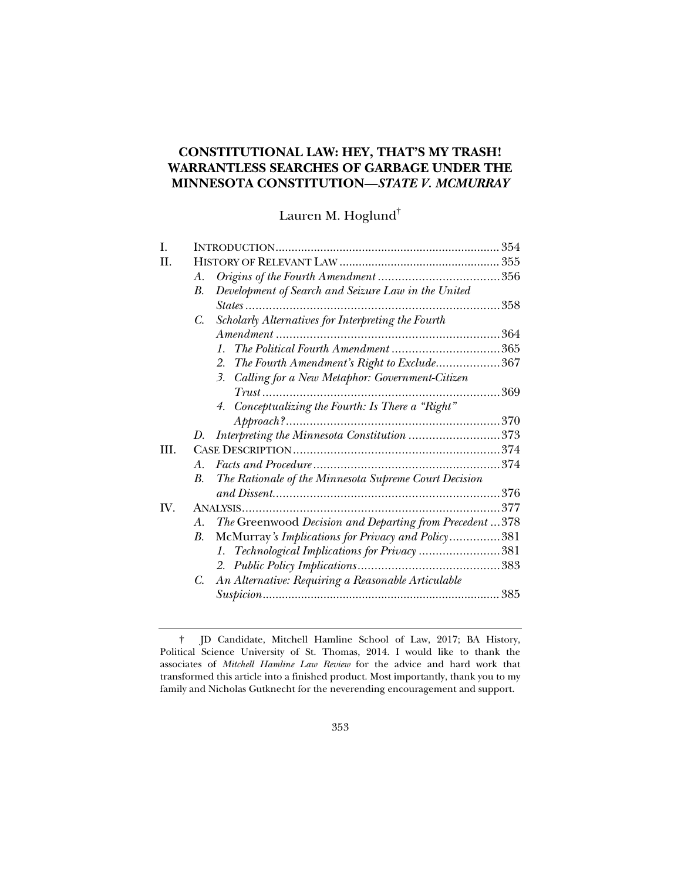# CONSTITUTIONAL LAW: HEY, THAT'S MY TRASH! WARRANTLESS SEARCHES OF GARBAGE UNDER THE MINNESOTA CONSTITUTION—*STATE V. MCMURRAY*

Lauren M. Hoglund†

| | | | |
|---|---|---|---|
| I. | | INTRODUCTION | 354 |
| II. | | HISTORY OF RELEVANT LAW | 355 |
| | *A.* | *Origins of the Fourth Amendment* | 356 |
| | *B.* | *Development of Search and Seizure Law in the United States* | 358 |
| | *C.* | *Scholarly Alternatives for Interpreting the Fourth Amendment* | 364 |
| | | *1. The Political Fourth Amendment* | 365 |
| | | *2. The Fourth Amendment's Right to Exclude* | 367 |
| | | *3. Calling for a New Metaphor: Government-Citizen Trust* | 369 |
| | | *4. Conceptualizing the Fourth: Is There a "Right" Approach?* | 370 |
| | *D.* | *Interpreting the Minnesota Constitution* | 373 |
| III. | | CASE DESCRIPTION | 374 |
| | *A.* | *Facts and Procedure* | 374 |
| | *B.* | *The Rationale of the Minnesota Supreme Court Decision and Dissent* | 376 |
| IV. | | ANALYSIS | 377 |
| | *A.* | *The* Greenwood *Decision and Departing from Precedent* | 378 |
| | *B.* | McMurray*'s Implications for Privacy and Policy* | 381 |
| | | *1. Technological Implications for Privacy* | 381 |
| | | *2. Public Policy Implications* | 383 |
| | *C.* | *An Alternative: Requiring a Reasonable Articulable Suspicion* | 385 |

† JD Candidate, Mitchell Hamline School of Law, 2017; BA History, Political Science University of St. Thomas, 2014. I would like to thank the associates of *Mitchell Hamline Law Review* for the advice and hard work that transformed this article into a finished product. Most importantly, thank you to my family and Nicholas Gutknecht for the neverending encouragement and support.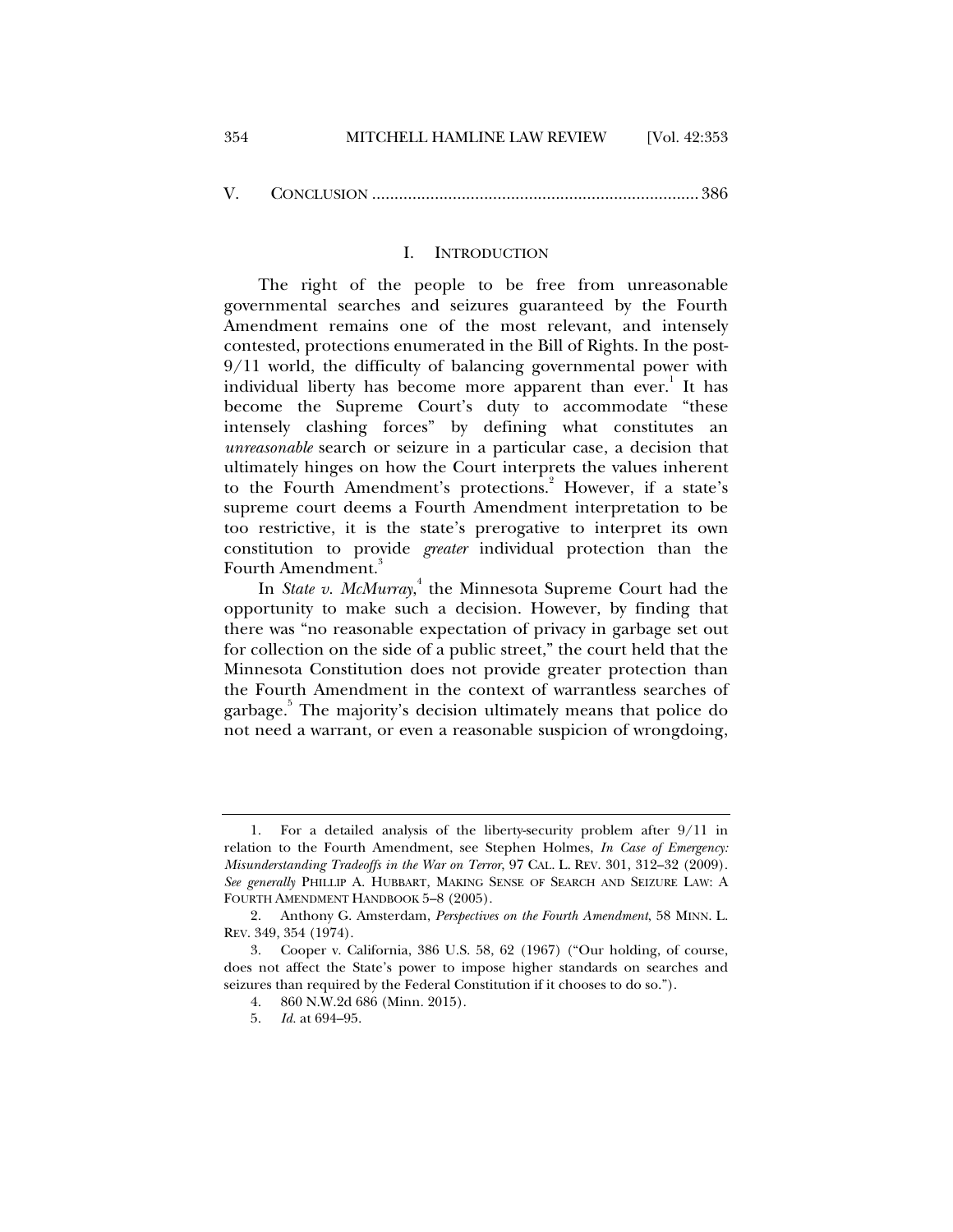V. CONCLUSION ........................................................................ 386

## I. INTRODUCTION

The right of the people to be free from unreasonable governmental searches and seizures guaranteed by the Fourth Amendment remains one of the most relevant, and intensely contested, protections enumerated in the Bill of Rights. In the post-9/11 world, the difficulty of balancing governmental power with individual liberty has become more apparent than ever.[1] It has become the Supreme Court's duty to accommodate "these intensely clashing forces" by defining what constitutes an *unreasonable* search or seizure in a particular case, a decision that ultimately hinges on how the Court interprets the values inherent to the Fourth Amendment's protections.[2] However, if a state's supreme court deems a Fourth Amendment interpretation to be too restrictive, it is the state's prerogative to interpret its own constitution to provide *greater* individual protection than the Fourth Amendment.[3]

In *State v. McMurray*,[4] the Minnesota Supreme Court had the opportunity to make such a decision. However, by finding that there was "no reasonable expectation of privacy in garbage set out for collection on the side of a public street," the court held that the Minnesota Constitution does not provide greater protection than the Fourth Amendment in the context of warrantless searches of garbage.[5] The majority's decision ultimately means that police do not need a warrant, or even a reasonable suspicion of wrongdoing,

---

1. For a detailed analysis of the liberty-security problem after 9/11 in relation to the Fourth Amendment, see Stephen Holmes, *In Case of Emergency: Misunderstanding Tradeoffs in the War on Terror*, 97 CAL. L. REV. 301, 312–32 (2009). *See generally* PHILLIP A. HUBBART, MAKING SENSE OF SEARCH AND SEIZURE LAW: A FOURTH AMENDMENT HANDBOOK 5–8 (2005).

2. Anthony G. Amsterdam, *Perspectives on the Fourth Amendment*, 58 MINN. L. REV. 349, 354 (1974).

3. Cooper v. California, 386 U.S. 58, 62 (1967) ("Our holding, of course, does not affect the State's power to impose higher standards on searches and seizures than required by the Federal Constitution if it chooses to do so.").

4. 860 N.W.2d 686 (Minn. 2015).

5. *Id.* at 694–95.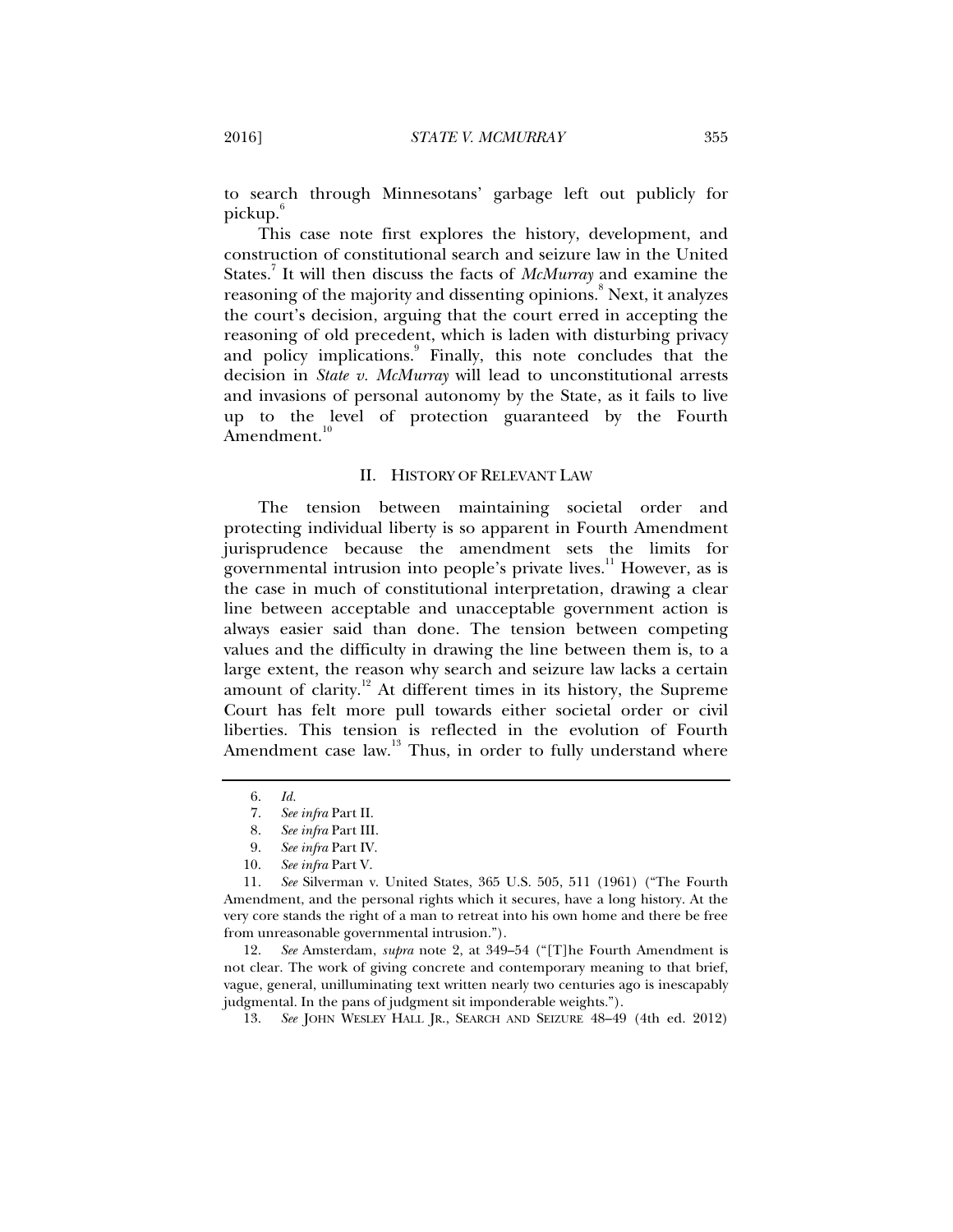to search through Minnesotans' garbage left out publicly for pickup.[6]

This case note first explores the history, development, and construction of constitutional search and seizure law in the United States.[7] It will then discuss the facts of *McMurray* and examine the reasoning of the majority and dissenting opinions.[8] Next, it analyzes the court's decision, arguing that the court erred in accepting the reasoning of old precedent, which is laden with disturbing privacy and policy implications.[9] Finally, this note concludes that the decision in *State v. McMurray* will lead to unconstitutional arrests and invasions of personal autonomy by the State, as it fails to live up to the level of protection guaranteed by the Fourth Amendment.[10]

## II. HISTORY OF RELEVANT LAW

The tension between maintaining societal order and protecting individual liberty is so apparent in Fourth Amendment jurisprudence because the amendment sets the limits for governmental intrusion into people's private lives.[11] However, as is the case in much of constitutional interpretation, drawing a clear line between acceptable and unacceptable government action is always easier said than done. The tension between competing values and the difficulty in drawing the line between them is, to a large extent, the reason why search and seizure law lacks a certain amount of clarity.[12] At different times in its history, the Supreme Court has felt more pull towards either societal order or civil liberties. This tension is reflected in the evolution of Fourth Amendment case law.[13] Thus, in order to fully understand where

---

6. *Id.*

7. *See infra* Part II.

8. *See infra* Part III.

9. *See infra* Part IV.

10. *See infra* Part V.

11. *See* Silverman v. United States, 365 U.S. 505, 511 (1961) ("The Fourth Amendment, and the personal rights which it secures, have a long history. At the very core stands the right of a man to retreat into his own home and there be free from unreasonable governmental intrusion.").

12. *See* Amsterdam, *supra* note 2, at 349–54 ("[T]he Fourth Amendment is not clear. The work of giving concrete and contemporary meaning to that brief, vague, general, unilluminating text written nearly two centuries ago is inescapably judgmental. In the pans of judgment sit imponderable weights.").

13. *See* JOHN WESLEY HALL JR., SEARCH AND SEIZURE 48–49 (4th ed. 2012)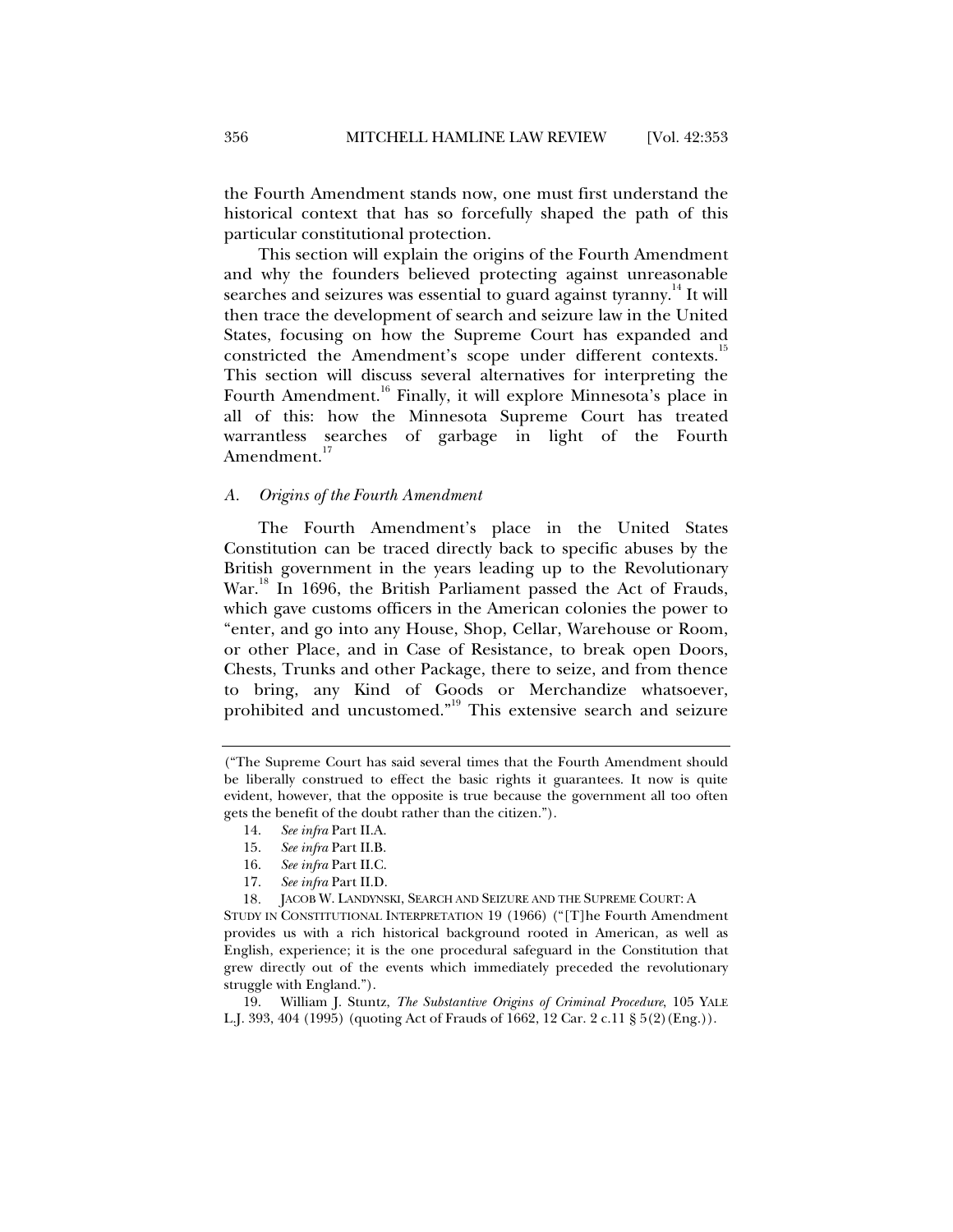the Fourth Amendment stands now, one must first understand the historical context that has so forcefully shaped the path of this particular constitutional protection.

This section will explain the origins of the Fourth Amendment and why the founders believed protecting against unreasonable searches and seizures was essential to guard against tyranny.[14] It will then trace the development of search and seizure law in the United States, focusing on how the Supreme Court has expanded and constricted the Amendment's scope under different contexts.[15] This section will discuss several alternatives for interpreting the Fourth Amendment.[16] Finally, it will explore Minnesota's place in all of this: how the Minnesota Supreme Court has treated warrantless searches of garbage in light of the Fourth Amendment.[17]

### *A. Origins of the Fourth Amendment*

The Fourth Amendment's place in the United States Constitution can be traced directly back to specific abuses by the British government in the years leading up to the Revolutionary War.[18] In 1696, the British Parliament passed the Act of Frauds, which gave customs officers in the American colonies the power to "enter, and go into any House, Shop, Cellar, Warehouse or Room, or other Place, and in Case of Resistance, to break open Doors, Chests, Trunks and other Package, there to seize, and from thence to bring, any Kind of Goods or Merchandize whatsoever, prohibited and uncustomed."[19] This extensive search and seizure

---

("The Supreme Court has said several times that the Fourth Amendment should be liberally construed to effect the basic rights it guarantees. It now is quite evident, however, that the opposite is true because the government all too often gets the benefit of the doubt rather than the citizen.").

14. *See infra* Part II.A.

15. *See infra* Part II.B.

16. *See infra* Part II.C.

17. *See infra* Part II.D.

18. JACOB W. LANDYNSKI, SEARCH AND SEIZURE AND THE SUPREME COURT: A STUDY IN CONSTITUTIONAL INTERPRETATION 19 (1966) ("[T]he Fourth Amendment provides us with a rich historical background rooted in American, as well as English, experience; it is the one procedural safeguard in the Constitution that grew directly out of the events which immediately preceded the revolutionary struggle with England.").

19. William J. Stuntz, *The Substantive Origins of Criminal Procedure*, 105 YALE L.J. 393, 404 (1995) (quoting Act of Frauds of 1662, 12 Car. 2 c.11 § 5(2)(Eng.)).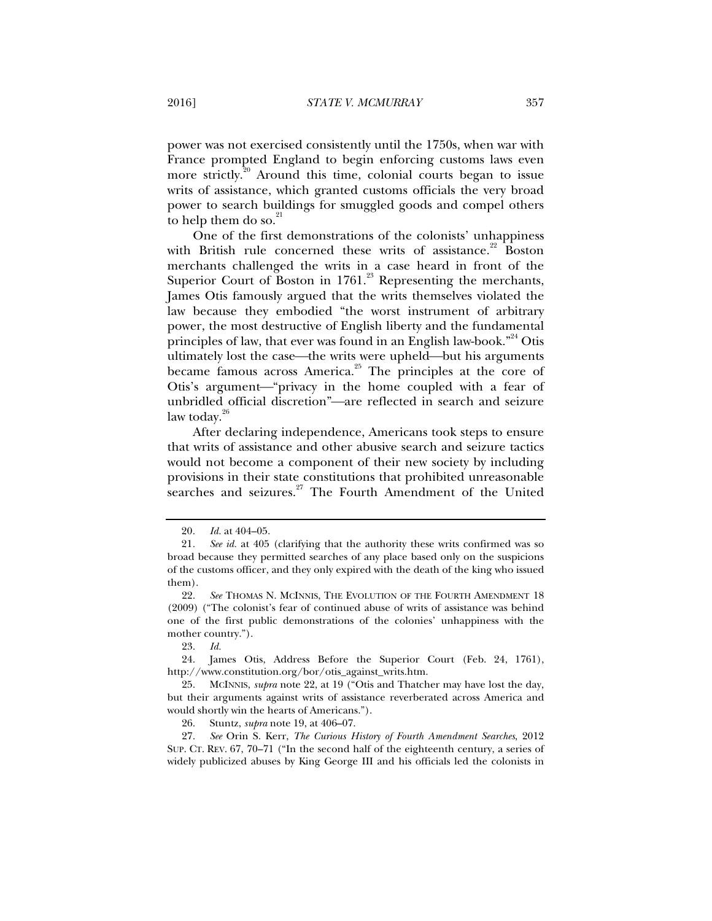power was not exercised consistently until the 1750s, when war with France prompted England to begin enforcing customs laws even more strictly.[20] Around this time, colonial courts began to issue writs of assistance, which granted customs officials the very broad power to search buildings for smuggled goods and compel others to help them do so.[21]

One of the first demonstrations of the colonists' unhappiness with British rule concerned these writs of assistance.[22] Boston merchants challenged the writs in a case heard in front of the Superior Court of Boston in 1761.[23] Representing the merchants, James Otis famously argued that the writs themselves violated the law because they embodied "the worst instrument of arbitrary power, the most destructive of English liberty and the fundamental principles of law, that ever was found in an English law-book."[24] Otis ultimately lost the case—the writs were upheld—but his arguments became famous across America.[25] The principles at the core of Otis's argument—"privacy in the home coupled with a fear of unbridled official discretion"—are reflected in search and seizure law today.[26]

After declaring independence, Americans took steps to ensure that writs of assistance and other abusive search and seizure tactics would not become a component of their new society by including provisions in their state constitutions that prohibited unreasonable searches and seizures.[27] The Fourth Amendment of the United

---

20. *Id.* at 404–05.

21. *See id.* at 405 (clarifying that the authority these writs confirmed was so broad because they permitted searches of any place based only on the suspicions of the customs officer, and they only expired with the death of the king who issued them).

22. *See* THOMAS N. MCINNIS, THE EVOLUTION OF THE FOURTH AMENDMENT 18 (2009) ("The colonist's fear of continued abuse of writs of assistance was behind one of the first public demonstrations of the colonies' unhappiness with the mother country.").

23. *Id.*

24. James Otis, Address Before the Superior Court (Feb. 24, 1761), http://www.constitution.org/bor/otis_against_writs.htm.

25. MCINNIS, *supra* note 22, at 19 ("Otis and Thatcher may have lost the day, but their arguments against writs of assistance reverberated across America and would shortly win the hearts of Americans.").

26. Stuntz, *supra* note 19, at 406–07.

27. *See* Orin S. Kerr, *The Curious History of Fourth Amendment Searches*, 2012 SUP. CT. REV. 67, 70–71 ("In the second half of the eighteenth century, a series of widely publicized abuses by King George III and his officials led the colonists in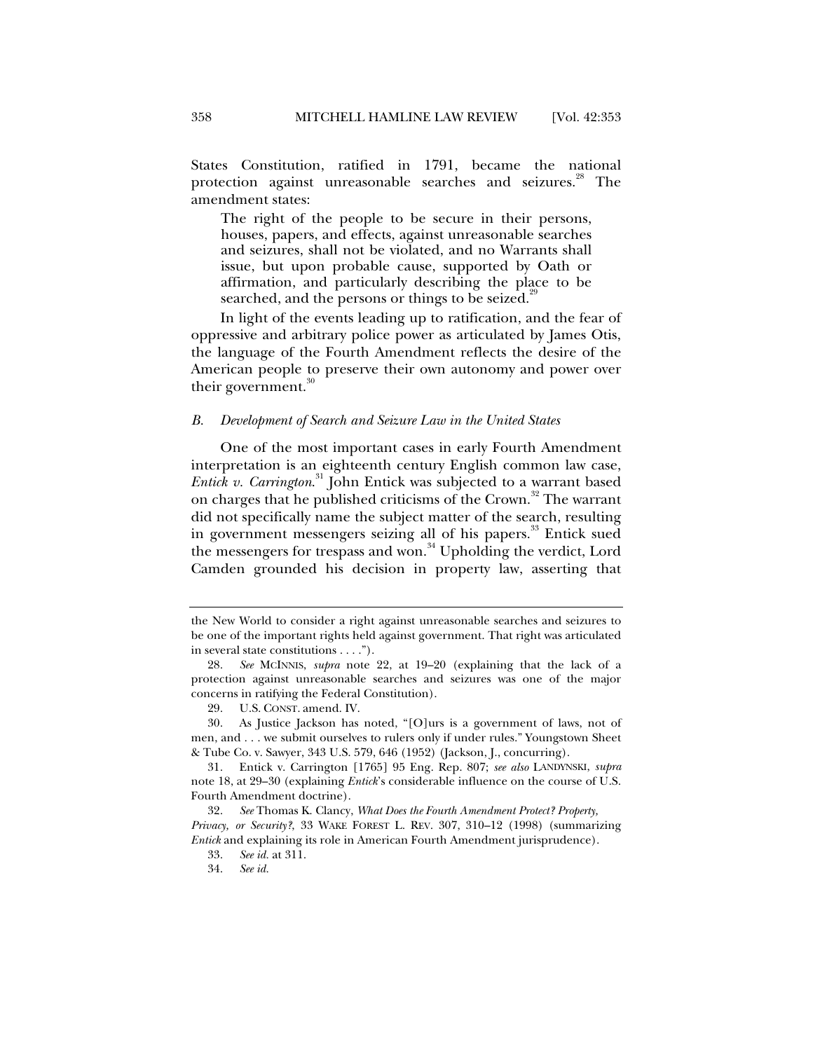States Constitution, ratified in 1791, became the national protection against unreasonable searches and seizures.[28] The amendment states:

> The right of the people to be secure in their persons, houses, papers, and effects, against unreasonable searches and seizures, shall not be violated, and no Warrants shall issue, but upon probable cause, supported by Oath or affirmation, and particularly describing the place to be searched, and the persons or things to be seized.[29]

In light of the events leading up to ratification, and the fear of oppressive and arbitrary police power as articulated by James Otis, the language of the Fourth Amendment reflects the desire of the American people to preserve their own autonomy and power over their government.[30]

### *B. Development of Search and Seizure Law in the United States*

One of the most important cases in early Fourth Amendment interpretation is an eighteenth century English common law case, *Entick v. Carrington*.[31] John Entick was subjected to a warrant based on charges that he published criticisms of the Crown.[32] The warrant did not specifically name the subject matter of the search, resulting in government messengers seizing all of his papers.[33] Entick sued the messengers for trespass and won.[34] Upholding the verdict, Lord Camden grounded his decision in property law, asserting that

---

the New World to consider a right against unreasonable searches and seizures to be one of the important rights held against government. That right was articulated in several state constitutions . . . .").

28. *See* MCINNIS, *supra* note 22, at 19–20 (explaining that the lack of a protection against unreasonable searches and seizures was one of the major concerns in ratifying the Federal Constitution).

29. U.S. CONST. amend. IV.

30. As Justice Jackson has noted, "[O]urs is a government of laws, not of men, and . . . we submit ourselves to rulers only if under rules." Youngstown Sheet & Tube Co. v. Sawyer, 343 U.S. 579, 646 (1952) (Jackson, J., concurring).

31. Entick v. Carrington [1765] 95 Eng. Rep. 807; *see also* LANDYNSKI, *supra* note 18, at 29–30 (explaining *Entick*'s considerable influence on the course of U.S. Fourth Amendment doctrine).

32. *See* Thomas K. Clancy, *What Does the Fourth Amendment Protect? Property, Privacy, or Security?*, 33 WAKE FOREST L. REV. 307, 310–12 (1998) (summarizing *Entick* and explaining its role in American Fourth Amendment jurisprudence).

33. *See id.* at 311.

34. *See id.*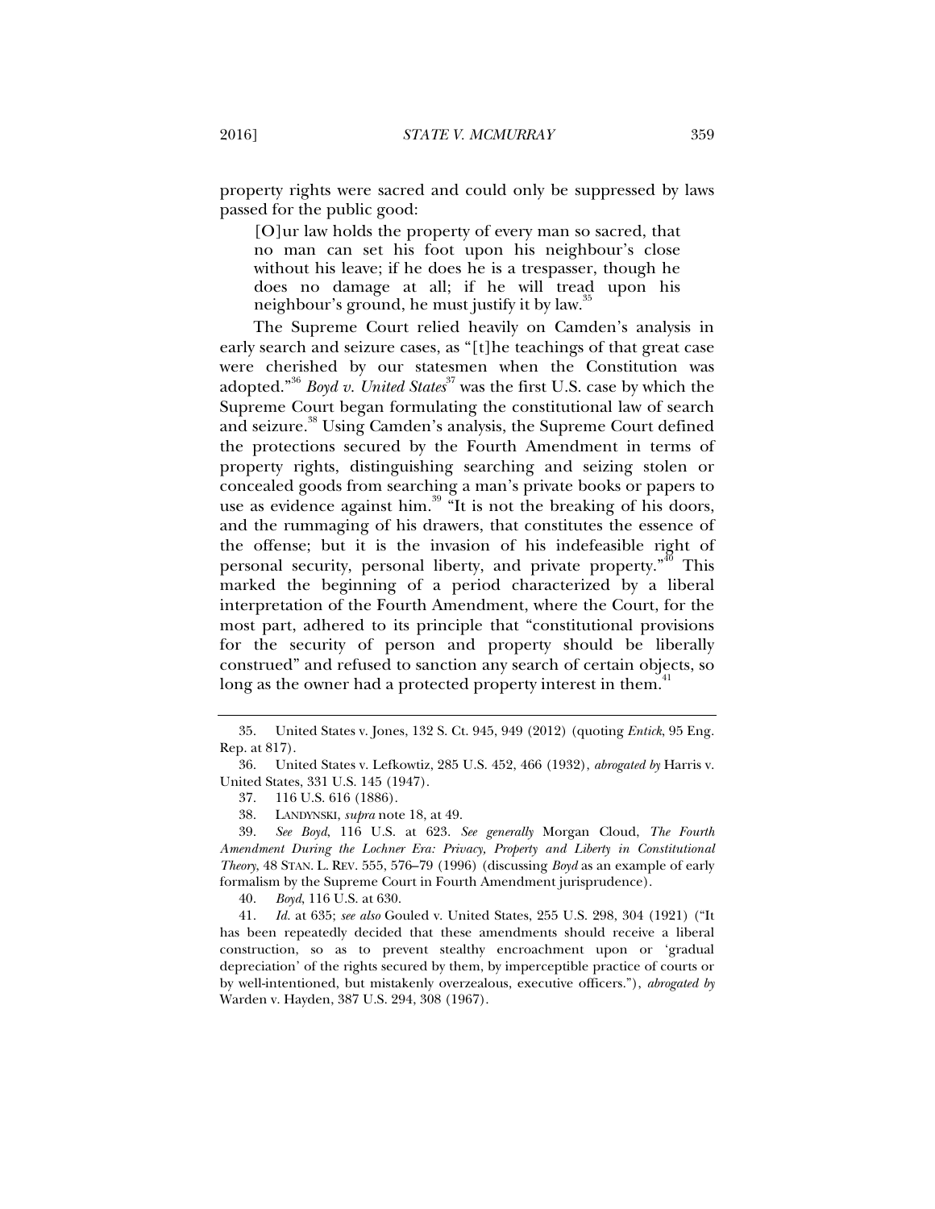property rights were sacred and could only be suppressed by laws passed for the public good:

> [O]ur law holds the property of every man so sacred, that no man can set his foot upon his neighbour's close without his leave; if he does he is a trespasser, though he does no damage at all; if he will tread upon his neighbour's ground, he must justify it by law.[35]

The Supreme Court relied heavily on Camden's analysis in early search and seizure cases, as "[t]he teachings of that great case were cherished by our statesmen when the Constitution was adopted."[36] *Boyd v. United States*[37] was the first U.S. case by which the Supreme Court began formulating the constitutional law of search and seizure.[38] Using Camden's analysis, the Supreme Court defined the protections secured by the Fourth Amendment in terms of property rights, distinguishing searching and seizing stolen or concealed goods from searching a man's private books or papers to use as evidence against him.[39] "It is not the breaking of his doors, and the rummaging of his drawers, that constitutes the essence of the offense; but it is the invasion of his indefeasible right of personal security, personal liberty, and private property."[40] This marked the beginning of a period characterized by a liberal interpretation of the Fourth Amendment, where the Court, for the most part, adhered to its principle that "constitutional provisions for the security of person and property should be liberally construed" and refused to sanction any search of certain objects, so long as the owner had a protected property interest in them.[41]

---

35. United States v. Jones, 132 S. Ct. 945, 949 (2012) (quoting *Entick*, 95 Eng. Rep. at 817).

36. United States v. Lefkowtiz, 285 U.S. 452, 466 (1932), *abrogated by* Harris v. United States, 331 U.S. 145 (1947).

37. 116 U.S. 616 (1886).

38. LANDYNSKI, *supra* note 18, at 49.

39. *See Boyd*, 116 U.S. at 623. *See generally* Morgan Cloud, *The Fourth Amendment During the Lochner Era: Privacy, Property and Liberty in Constitutional Theory*, 48 STAN. L. REV. 555, 576–79 (1996) (discussing *Boyd* as an example of early formalism by the Supreme Court in Fourth Amendment jurisprudence).

40. *Boyd*, 116 U.S. at 630.

41. *Id.* at 635; *see also* Gouled v. United States, 255 U.S. 298, 304 (1921) ("It has been repeatedly decided that these amendments should receive a liberal construction, so as to prevent stealthy encroachment upon or 'gradual depreciation' of the rights secured by them, by imperceptible practice of courts or by well-intentioned, but mistakenly overzealous, executive officers."), *abrogated by* Warden v. Hayden, 387 U.S. 294, 308 (1967).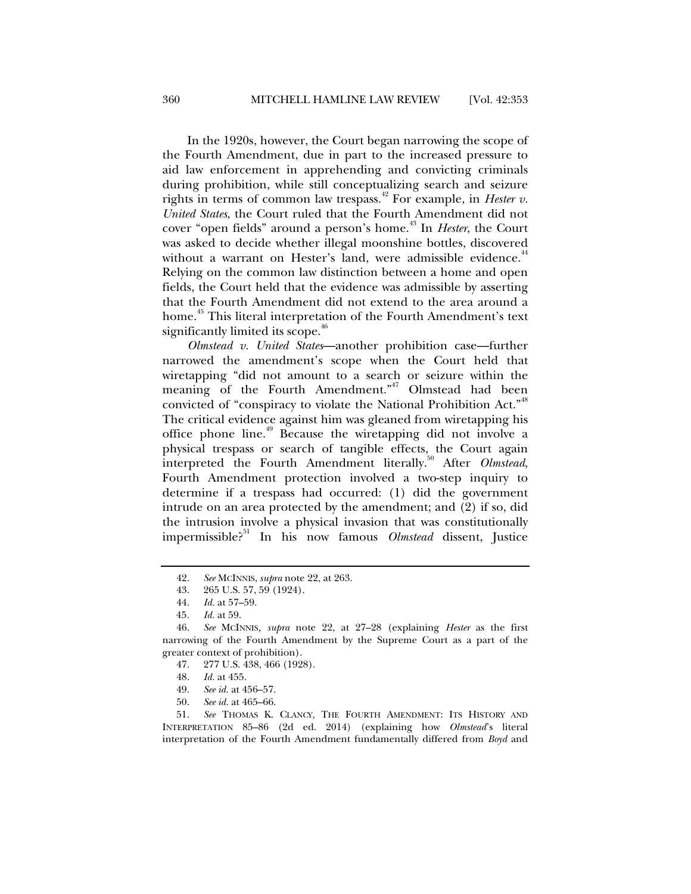In the 1920s, however, the Court began narrowing the scope of the Fourth Amendment, due in part to the increased pressure to aid law enforcement in apprehending and convicting criminals during prohibition, while still conceptualizing search and seizure rights in terms of common law trespass.[42] For example, in *Hester v. United States*, the Court ruled that the Fourth Amendment did not cover "open fields" around a person's home.[43] In *Hester*, the Court was asked to decide whether illegal moonshine bottles, discovered without a warrant on Hester's land, were admissible evidence.[44] Relying on the common law distinction between a home and open fields, the Court held that the evidence was admissible by asserting that the Fourth Amendment did not extend to the area around a home.[45] This literal interpretation of the Fourth Amendment's text significantly limited its scope.[46]

*Olmstead v. United States*—another prohibition case—further narrowed the amendment's scope when the Court held that wiretapping "did not amount to a search or seizure within the meaning of the Fourth Amendment."[47] Olmstead had been convicted of "conspiracy to violate the National Prohibition Act."[48] The critical evidence against him was gleaned from wiretapping his office phone line.[49] Because the wiretapping did not involve a physical trespass or search of tangible effects, the Court again interpreted the Fourth Amendment literally.[50] After *Olmstead*, Fourth Amendment protection involved a two-step inquiry to determine if a trespass had occurred: (1) did the government intrude on an area protected by the amendment; and (2) if so, did the intrusion involve a physical invasion that was constitutionally impermissible?[51] In his now famous *Olmstead* dissent, Justice

---

42. *See* MCINNIS, *supra* note 22, at 263.

43. 265 U.S. 57, 59 (1924).

44. *Id.* at 57–59.

45. *Id.* at 59.

46. *See* MCINNIS, *supra* note 22, at 27–28 (explaining *Hester* as the first narrowing of the Fourth Amendment by the Supreme Court as a part of the greater context of prohibition).

47. 277 U.S. 438, 466 (1928).

48. *Id.* at 455.

49. *See id.* at 456–57.

50. *See id.* at 465–66.

51. *See* THOMAS K. CLANCY, THE FOURTH AMENDMENT: ITS HISTORY AND INTERPRETATION 85–86 (2d ed. 2014) (explaining how *Olmstead*'s literal interpretation of the Fourth Amendment fundamentally differed from *Boyd* and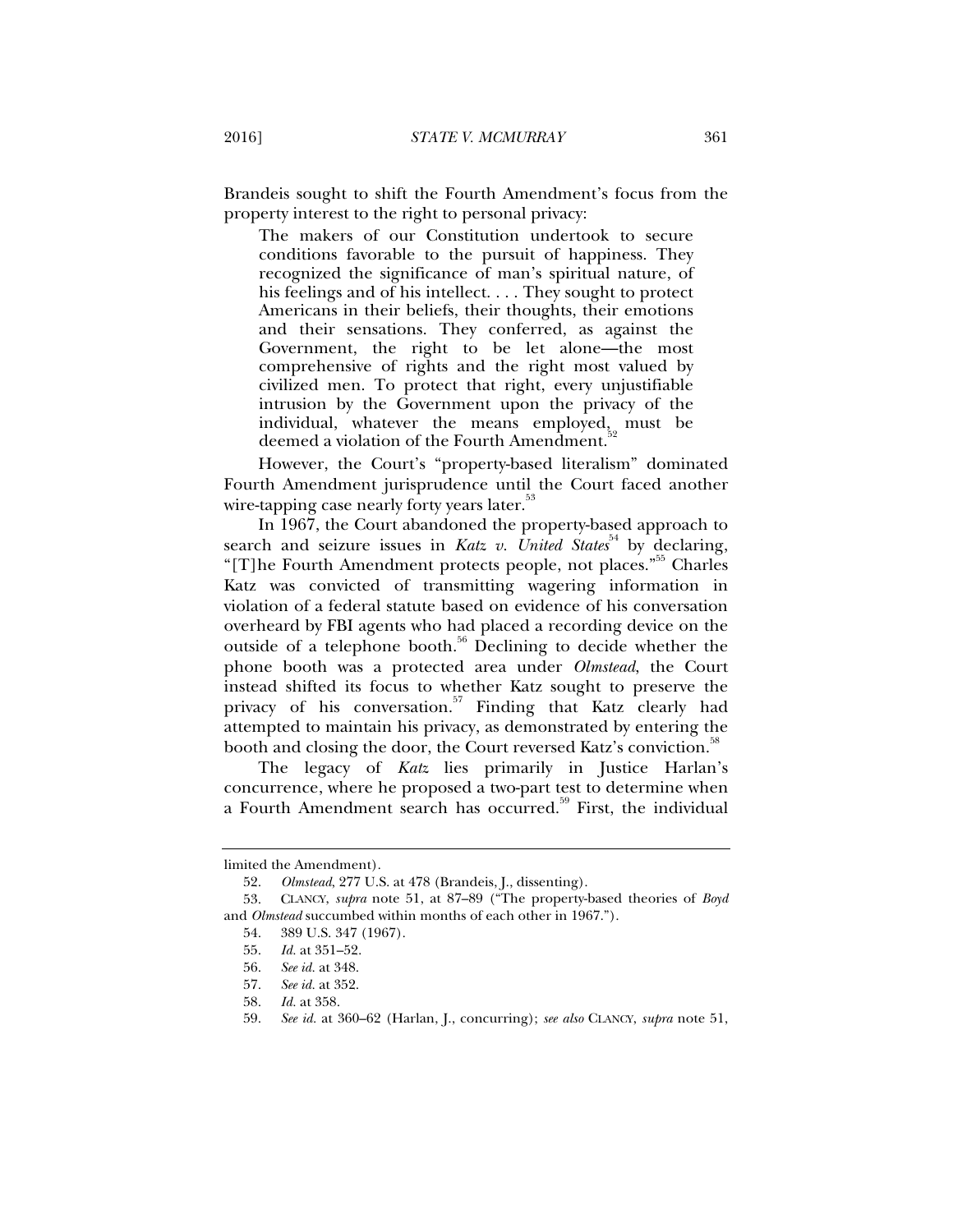Brandeis sought to shift the Fourth Amendment's focus from the property interest to the right to personal privacy:

> The makers of our Constitution undertook to secure conditions favorable to the pursuit of happiness. They recognized the significance of man's spiritual nature, of his feelings and of his intellect. . . . They sought to protect Americans in their beliefs, their thoughts, their emotions and their sensations. They conferred, as against the Government, the right to be let alone—the most comprehensive of rights and the right most valued by civilized men. To protect that right, every unjustifiable intrusion by the Government upon the privacy of the individual, whatever the means employed, must be deemed a violation of the Fourth Amendment.[52]

However, the Court's "property-based literalism" dominated Fourth Amendment jurisprudence until the Court faced another wire-tapping case nearly forty years later.[53]

In 1967, the Court abandoned the property-based approach to search and seizure issues in *Katz v. United States*[54] by declaring, "[T]he Fourth Amendment protects people, not places."[55] Charles Katz was convicted of transmitting wagering information in violation of a federal statute based on evidence of his conversation overheard by FBI agents who had placed a recording device on the outside of a telephone booth.[56] Declining to decide whether the phone booth was a protected area under *Olmstead*, the Court instead shifted its focus to whether Katz sought to preserve the privacy of his conversation.[57] Finding that Katz clearly had attempted to maintain his privacy, as demonstrated by entering the booth and closing the door, the Court reversed Katz's conviction.[58]

The legacy of *Katz* lies primarily in Justice Harlan's concurrence, where he proposed a two-part test to determine when a Fourth Amendment search has occurred.[59] First, the individual

---

limited the Amendment).

52. *Olmstead*, 277 U.S. at 478 (Brandeis, J., dissenting).

53. CLANCY, *supra* note 51, at 87–89 ("The property-based theories of *Boyd* and *Olmstead* succumbed within months of each other in 1967.").

54. 389 U.S. 347 (1967).

55. *Id.* at 351–52.

56. *See id.* at 348.

57. *See id.* at 352.

58. *Id.* at 358.

59. *See id.* at 360–62 (Harlan, J., concurring); *see also* CLANCY, *supra* note 51,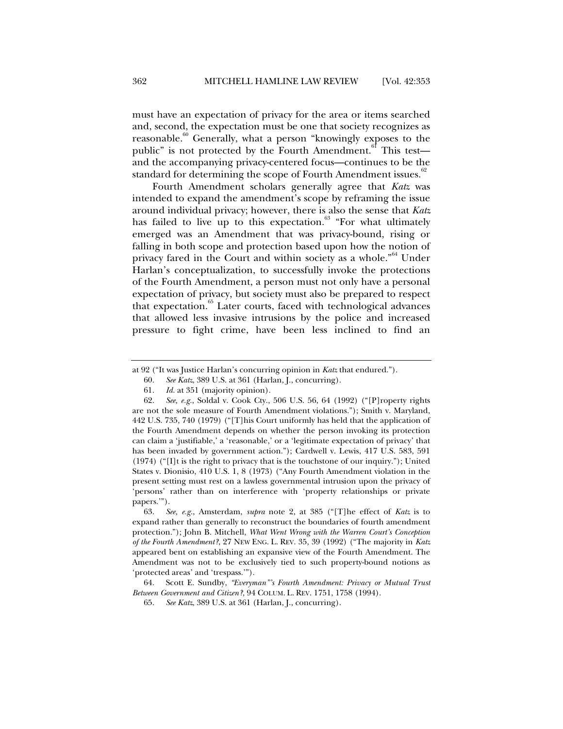must have an expectation of privacy for the area or items searched and, second, the expectation must be one that society recognizes as reasonable.[60] Generally, what a person "knowingly exposes to the public" is not protected by the Fourth Amendment.[61] This test—and the accompanying privacy-centered focus—continues to be the standard for determining the scope of Fourth Amendment issues.[62]

Fourth Amendment scholars generally agree that *Katz* was intended to expand the amendment's scope by reframing the issue around individual privacy; however, there is also the sense that *Katz* has failed to live up to this expectation.[63] "For what ultimately emerged was an Amendment that was privacy-bound, rising or falling in both scope and protection based upon how the notion of privacy fared in the Court and within society as a whole."[64] Under Harlan's conceptualization, to successfully invoke the protections of the Fourth Amendment, a person must not only have a personal expectation of privacy, but society must also be prepared to respect that expectation.[65] Later courts, faced with technological advances that allowed less invasive intrusions by the police and increased pressure to fight crime, have been less inclined to find an

---

at 92 ("It was Justice Harlan's concurring opinion in *Katz* that endured.").

60. *See Katz*, 389 U.S. at 361 (Harlan, J., concurring).

61. *Id.* at 351 (majority opinion).

62. *See, e.g.*, Soldal v. Cook Cty., 506 U.S. 56, 64 (1992) ("[P]roperty rights are not the sole measure of Fourth Amendment violations."); Smith v. Maryland, 442 U.S. 735, 740 (1979) ("[T]his Court uniformly has held that the application of the Fourth Amendment depends on whether the person invoking its protection can claim a 'justifiable,' a 'reasonable,' or a 'legitimate expectation of privacy' that has been invaded by government action."); Cardwell v. Lewis, 417 U.S. 583, 591 (1974) ("[I]t is the right to privacy that is the touchstone of our inquiry."); United States v. Dionisio, 410 U.S. 1, 8 (1973) ("Any Fourth Amendment violation in the present setting must rest on a lawless governmental intrusion upon the privacy of 'persons' rather than on interference with 'property relationships or private papers.'").

63. *See, e.g.*, Amsterdam, *supra* note 2, at 385 ("[T]he effect of *Katz* is to expand rather than generally to reconstruct the boundaries of fourth amendment protection."); John B. Mitchell, *What Went Wrong with the Warren Court's Conception of the Fourth Amendment?*, 27 NEW ENG. L. REV. 35, 39 (1992) ("The majority in *Katz* appeared bent on establishing an expansive view of the Fourth Amendment. The Amendment was not to be exclusively tied to such property-bound notions as 'protected areas' and 'trespass.'").

64. Scott E. Sundby, *"Everyman"'s Fourth Amendment: Privacy or Mutual Trust Between Government and Citizen?*, 94 COLUM. L. REV. 1751, 1758 (1994).

65. *See Katz*, 389 U.S. at 361 (Harlan, J., concurring).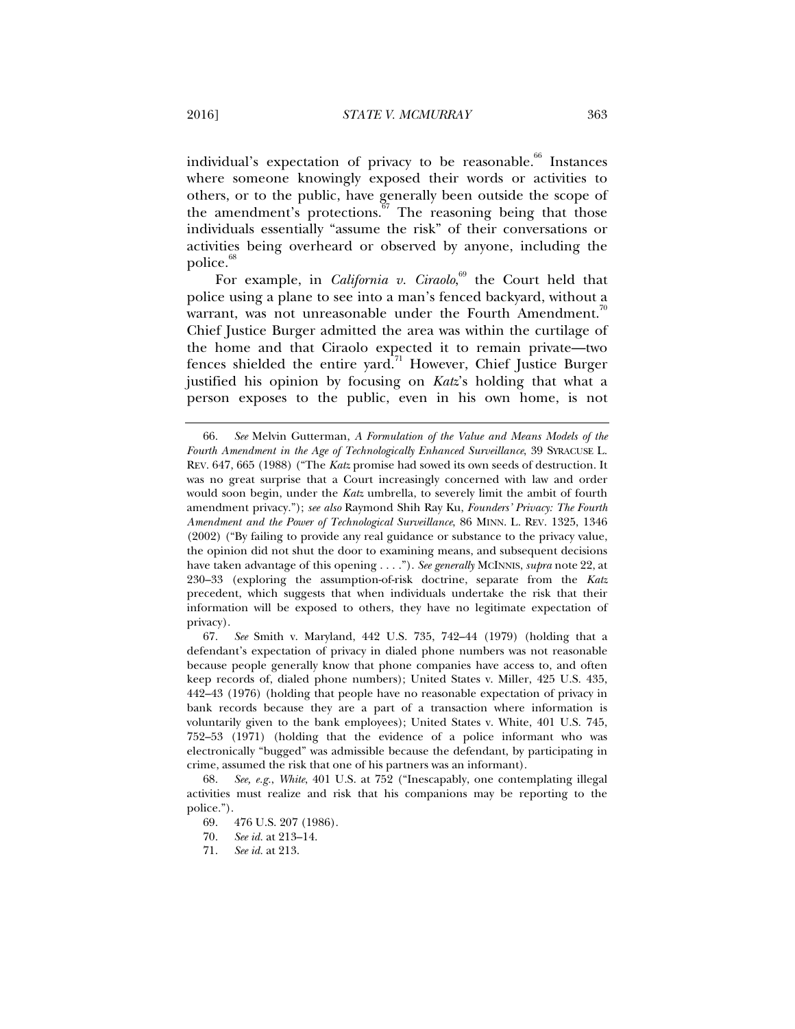individual's expectation of privacy to be reasonable.[66] Instances where someone knowingly exposed their words or activities to others, or to the public, have generally been outside the scope of the amendment's protections.[67] The reasoning being that those individuals essentially "assume the risk" of their conversations or activities being overheard or observed by anyone, including the police.[68]

For example, in *California v. Ciraolo*,[69] the Court held that police using a plane to see into a man's fenced backyard, without a warrant, was not unreasonable under the Fourth Amendment.[70] Chief Justice Burger admitted the area was within the curtilage of the home and that Ciraolo expected it to remain private—two fences shielded the entire yard.[71] However, Chief Justice Burger justified his opinion by focusing on *Katz*'s holding that what a person exposes to the public, even in his own home, is not

---

66. *See* Melvin Gutterman, *A Formulation of the Value and Means Models of the Fourth Amendment in the Age of Technologically Enhanced Surveillance*, 39 SYRACUSE L. REV. 647, 665 (1988) ("The *Katz* promise had sowed its own seeds of destruction. It was no great surprise that a Court increasingly concerned with law and order would soon begin, under the *Katz* umbrella, to severely limit the ambit of fourth amendment privacy."); *see also* Raymond Shih Ray Ku, *Founders' Privacy: The Fourth Amendment and the Power of Technological Surveillance*, 86 MINN. L. REV. 1325, 1346 (2002) ("By failing to provide any real guidance or substance to the privacy value, the opinion did not shut the door to examining means, and subsequent decisions have taken advantage of this opening . . . ."). *See generally* MCINNIS, *supra* note 22, at 230–33 (exploring the assumption-of-risk doctrine, separate from the *Katz* precedent, which suggests that when individuals undertake the risk that their information will be exposed to others, they have no legitimate expectation of privacy).

67. *See* Smith v. Maryland, 442 U.S. 735, 742–44 (1979) (holding that a defendant's expectation of privacy in dialed phone numbers was not reasonable because people generally know that phone companies have access to, and often keep records of, dialed phone numbers); United States v. Miller, 425 U.S. 435, 442–43 (1976) (holding that people have no reasonable expectation of privacy in bank records because they are a part of a transaction where information is voluntarily given to the bank employees); United States v. White, 401 U.S. 745, 752–53 (1971) (holding that the evidence of a police informant who was electronically "bugged" was admissible because the defendant, by participating in crime, assumed the risk that one of his partners was an informant).

68. *See, e.g.*, *White*, 401 U.S. at 752 ("Inescapably, one contemplating illegal activities must realize and risk that his companions may be reporting to the police.").

69. 476 U.S. 207 (1986).

70. *See id.* at 213–14.

71. *See id.* at 213.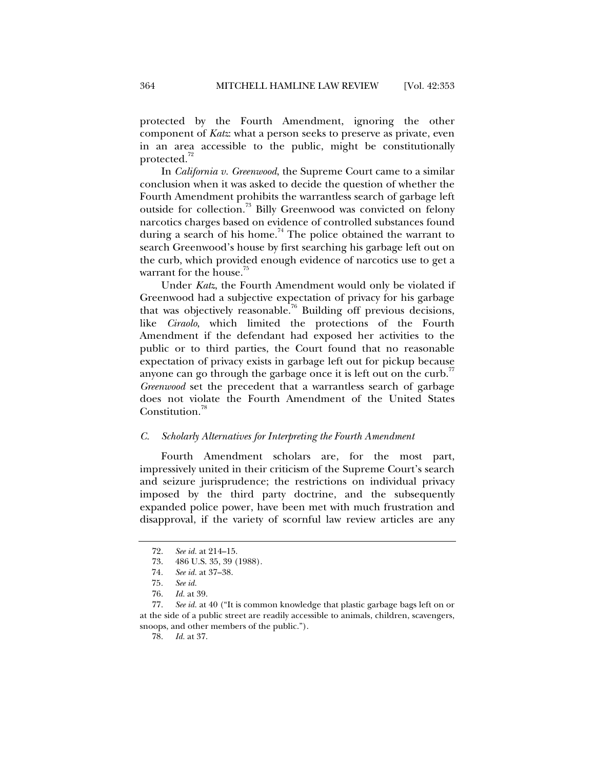protected by the Fourth Amendment, ignoring the other component of *Katz*: what a person seeks to preserve as private, even in an area accessible to the public, might be constitutionally protected.[72]

In *California v. Greenwood*, the Supreme Court came to a similar conclusion when it was asked to decide the question of whether the Fourth Amendment prohibits the warrantless search of garbage left outside for collection.[73] Billy Greenwood was convicted on felony narcotics charges based on evidence of controlled substances found during a search of his home.[74] The police obtained the warrant to search Greenwood's house by first searching his garbage left out on the curb, which provided enough evidence of narcotics use to get a warrant for the house.[75]

Under *Katz*, the Fourth Amendment would only be violated if Greenwood had a subjective expectation of privacy for his garbage that was objectively reasonable.[76] Building off previous decisions, like *Ciraolo*, which limited the protections of the Fourth Amendment if the defendant had exposed her activities to the public or to third parties, the Court found that no reasonable expectation of privacy exists in garbage left out for pickup because anyone can go through the garbage once it is left out on the curb.[77] *Greenwood* set the precedent that a warrantless search of garbage does not violate the Fourth Amendment of the United States Constitution.[78]

### *C. Scholarly Alternatives for Interpreting the Fourth Amendment*

Fourth Amendment scholars are, for the most part, impressively united in their criticism of the Supreme Court's search and seizure jurisprudence; the restrictions on individual privacy imposed by the third party doctrine, and the subsequently expanded police power, have been met with much frustration and disapproval, if the variety of scornful law review articles are any

72. *See id.* at 214–15.

73. 486 U.S. 35, 39 (1988).

74. *See id.* at 37–38.

75. *See id.*

76. *Id.* at 39.

77. *See id.* at 40 ("It is common knowledge that plastic garbage bags left on or at the side of a public street are readily accessible to animals, children, scavengers, snoops, and other members of the public.").

78. *Id.* at 37.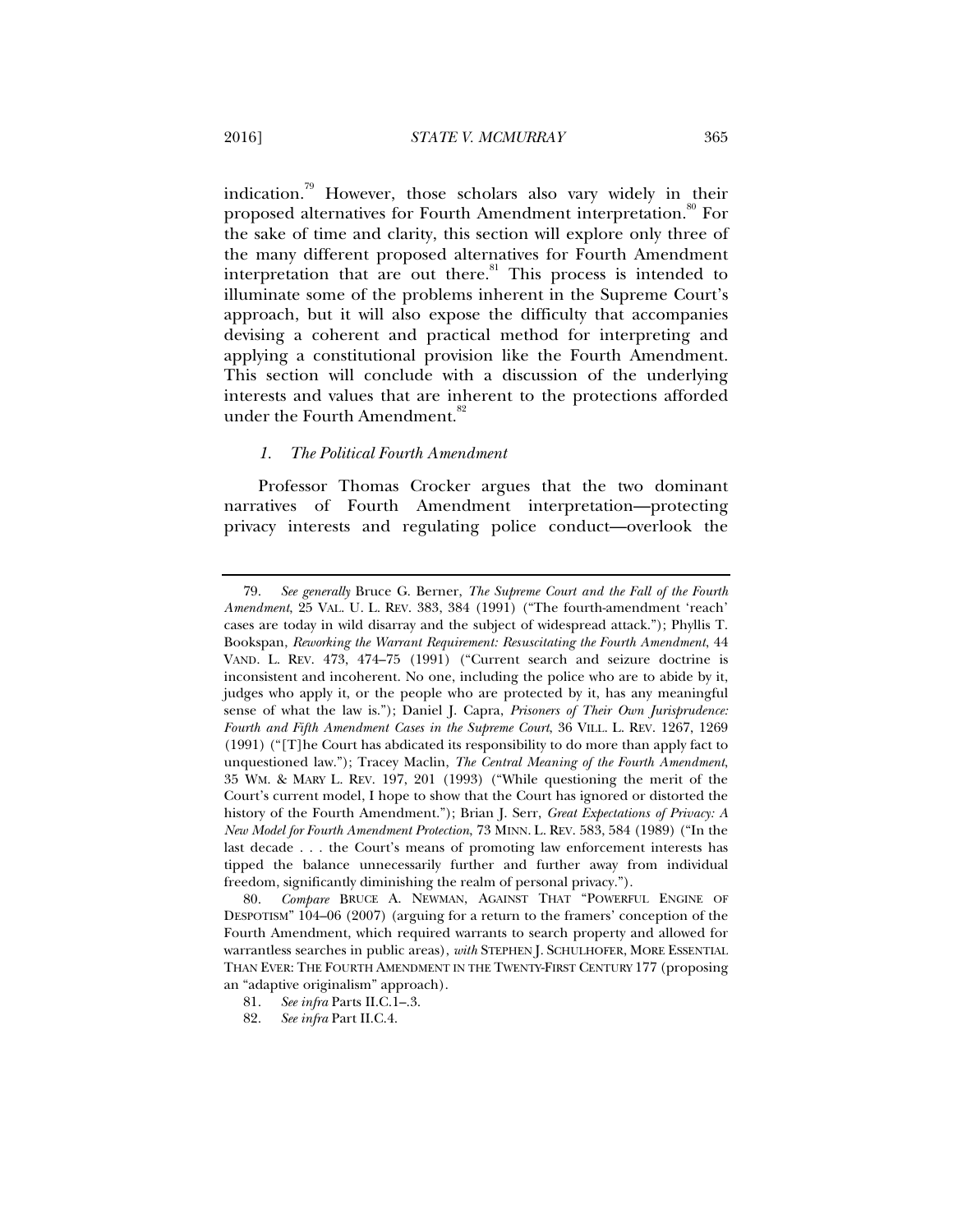indication.[79] However, those scholars also vary widely in their proposed alternatives for Fourth Amendment interpretation.[80] For the sake of time and clarity, this section will explore only three of the many different proposed alternatives for Fourth Amendment interpretation that are out there.[81] This process is intended to illuminate some of the problems inherent in the Supreme Court's approach, but it will also expose the difficulty that accompanies devising a coherent and practical method for interpreting and applying a constitutional provision like the Fourth Amendment. This section will conclude with a discussion of the underlying interests and values that are inherent to the protections afforded under the Fourth Amendment.[82]

### *1. The Political Fourth Amendment*

Professor Thomas Crocker argues that the two dominant narratives of Fourth Amendment interpretation—protecting privacy interests and regulating police conduct—overlook the

---

79. *See generally* Bruce G. Berner, *The Supreme Court and the Fall of the Fourth Amendment*, 25 VAL. U. L. REV. 383, 384 (1991) ("The fourth-amendment 'reach' cases are today in wild disarray and the subject of widespread attack."); Phyllis T. Bookspan, *Reworking the Warrant Requirement: Resuscitating the Fourth Amendment*, 44 VAND. L. REV. 473, 474–75 (1991) ("Current search and seizure doctrine is inconsistent and incoherent. No one, including the police who are to abide by it, judges who apply it, or the people who are protected by it, has any meaningful sense of what the law is."); Daniel J. Capra, *Prisoners of Their Own Jurisprudence: Fourth and Fifth Amendment Cases in the Supreme Court*, 36 VILL. L. REV. 1267, 1269 (1991) ("[T]he Court has abdicated its responsibility to do more than apply fact to unquestioned law."); Tracey Maclin, *The Central Meaning of the Fourth Amendment*, 35 WM. & MARY L. REV. 197, 201 (1993) ("While questioning the merit of the Court's current model, I hope to show that the Court has ignored or distorted the history of the Fourth Amendment."); Brian J. Serr, *Great Expectations of Privacy: A New Model for Fourth Amendment Protection*, 73 MINN. L. REV. 583, 584 (1989) ("In the last decade . . . the Court's means of promoting law enforcement interests has tipped the balance unnecessarily further and further away from individual freedom, significantly diminishing the realm of personal privacy.").

80. *Compare* BRUCE A. NEWMAN, AGAINST THAT "POWERFUL ENGINE OF DESPOTISM" 104–06 (2007) (arguing for a return to the framers' conception of the Fourth Amendment, which required warrants to search property and allowed for warrantless searches in public areas), *with* STEPHEN J. SCHULHOFER, MORE ESSENTIAL THAN EVER: THE FOURTH AMENDMENT IN THE TWENTY-FIRST CENTURY 177 (proposing an "adaptive originalism" approach).

81. *See infra* Parts II.C.1–.3.

82. *See infra* Part II.C.4.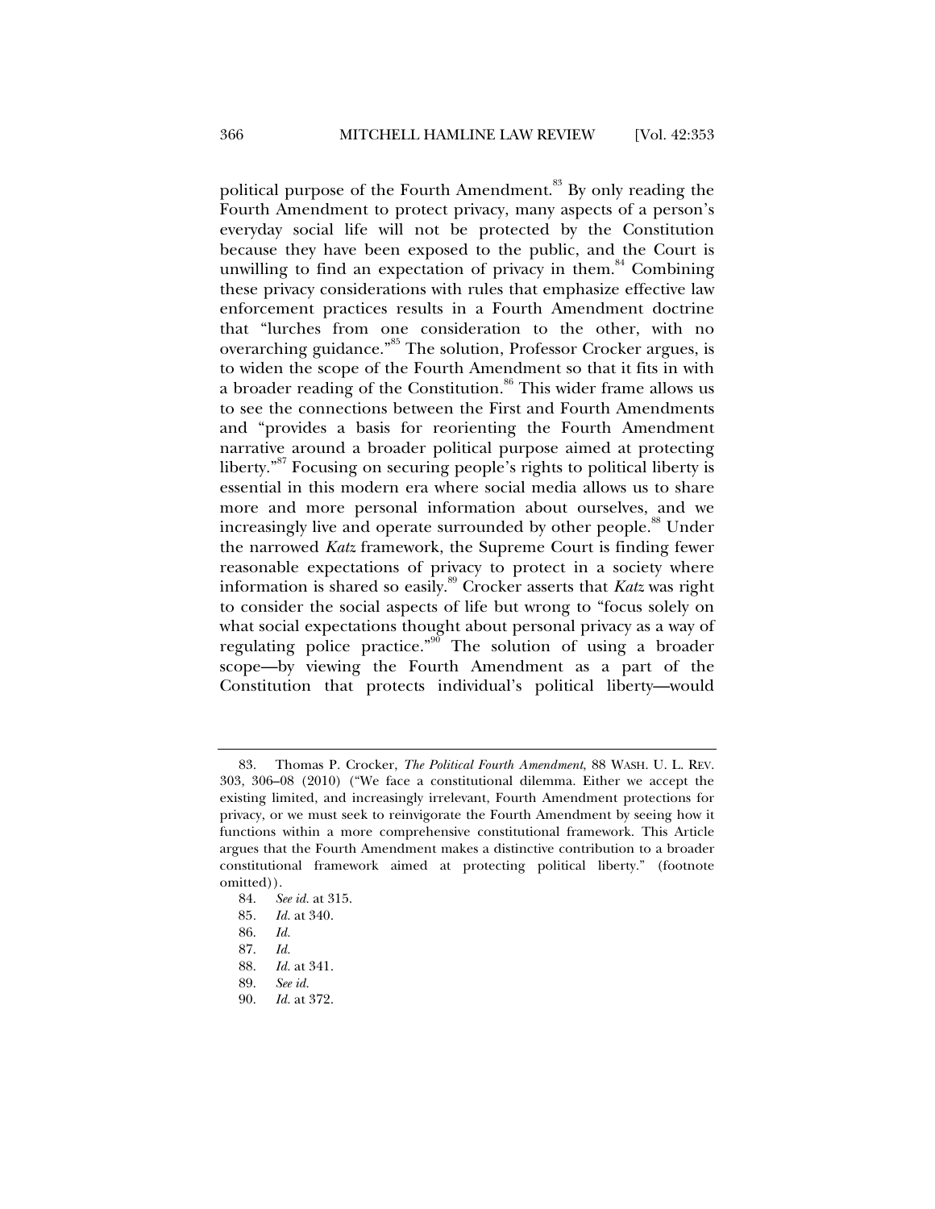political purpose of the Fourth Amendment.[83] By only reading the Fourth Amendment to protect privacy, many aspects of a person's everyday social life will not be protected by the Constitution because they have been exposed to the public, and the Court is unwilling to find an expectation of privacy in them.[84] Combining these privacy considerations with rules that emphasize effective law enforcement practices results in a Fourth Amendment doctrine that "lurches from one consideration to the other, with no overarching guidance."[85] The solution, Professor Crocker argues, is to widen the scope of the Fourth Amendment so that it fits in with a broader reading of the Constitution.[86] This wider frame allows us to see the connections between the First and Fourth Amendments and "provides a basis for reorienting the Fourth Amendment narrative around a broader political purpose aimed at protecting liberty."[87] Focusing on securing people's rights to political liberty is essential in this modern era where social media allows us to share more and more personal information about ourselves, and we increasingly live and operate surrounded by other people.[88] Under the narrowed *Katz* framework, the Supreme Court is finding fewer reasonable expectations of privacy to protect in a society where information is shared so easily.[89] Crocker asserts that *Katz* was right to consider the social aspects of life but wrong to "focus solely on what social expectations thought about personal privacy as a way of regulating police practice."[90] The solution of using a broader scope—by viewing the Fourth Amendment as a part of the Constitution that protects individual's political liberty—would

---

83. Thomas P. Crocker, *The Political Fourth Amendment*, 88 WASH. U. L. REV. 303, 306–08 (2010) ("We face a constitutional dilemma. Either we accept the existing limited, and increasingly irrelevant, Fourth Amendment protections for privacy, or we must seek to reinvigorate the Fourth Amendment by seeing how it functions within a more comprehensive constitutional framework. This Article argues that the Fourth Amendment makes a distinctive contribution to a broader constitutional framework aimed at protecting political liberty." (footnote omitted)).

84. *See id.* at 315.

85. *Id.* at 340.

86. *Id.*

87. *Id.*

88. *Id.* at 341.

89. *See id.*

90. *Id.* at 372.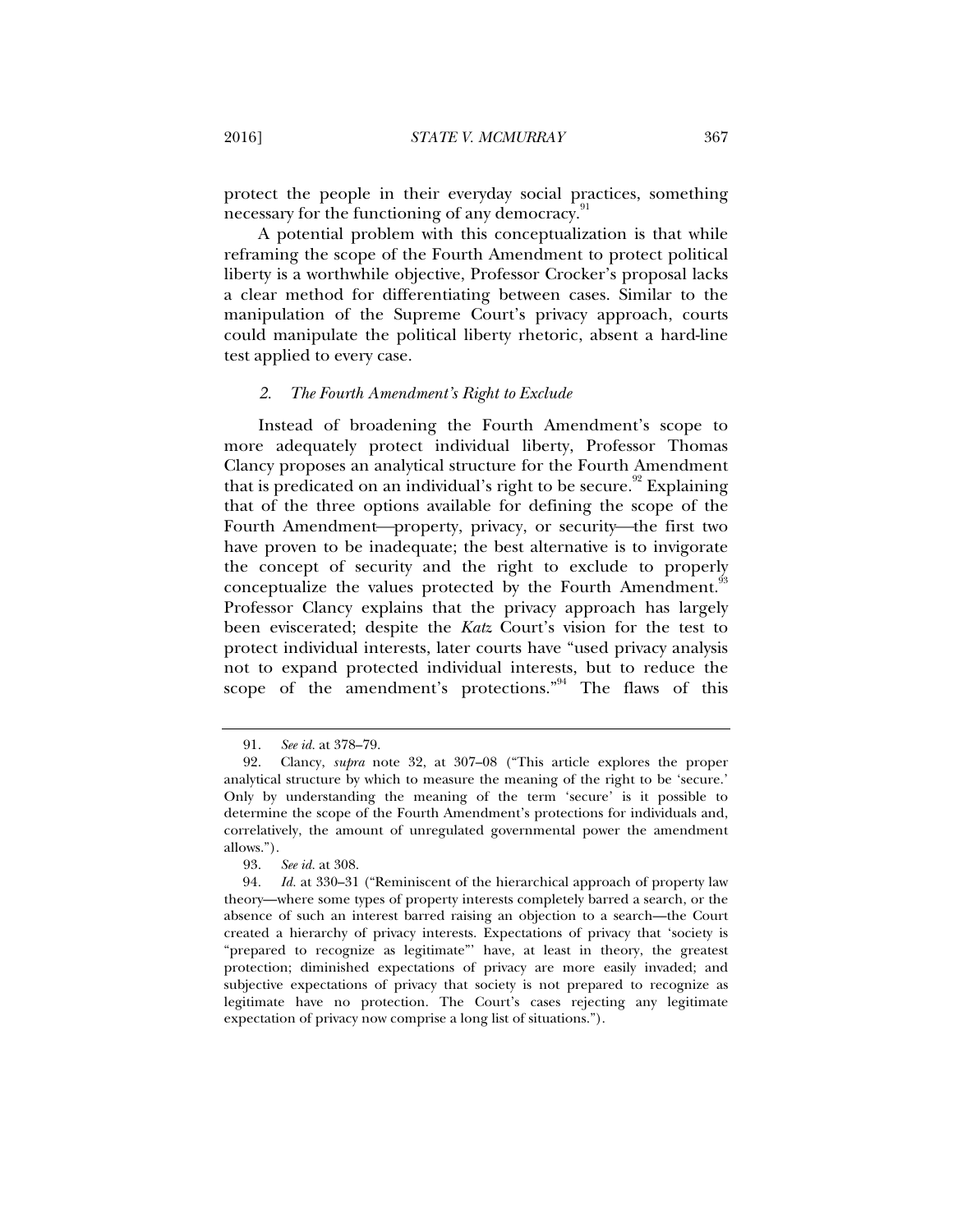protect the people in their everyday social practices, something necessary for the functioning of any democracy.[91]

A potential problem with this conceptualization is that while reframing the scope of the Fourth Amendment to protect political liberty is a worthwhile objective, Professor Crocker's proposal lacks a clear method for differentiating between cases. Similar to the manipulation of the Supreme Court's privacy approach, courts could manipulate the political liberty rhetoric, absent a hard-line test applied to every case.

### *2. The Fourth Amendment's Right to Exclude*

Instead of broadening the Fourth Amendment's scope to more adequately protect individual liberty, Professor Thomas Clancy proposes an analytical structure for the Fourth Amendment that is predicated on an individual's right to be secure.[92] Explaining that of the three options available for defining the scope of the Fourth Amendment—property, privacy, or security—the first two have proven to be inadequate; the best alternative is to invigorate the concept of security and the right to exclude to properly conceptualize the values protected by the Fourth Amendment.[93] Professor Clancy explains that the privacy approach has largely been eviscerated; despite the *Katz* Court's vision for the test to protect individual interests, later courts have "used privacy analysis not to expand protected individual interests, but to reduce the scope of the amendment's protections."[94] The flaws of this

---

91. *See id.* at 378–79.

92. Clancy, *supra* note 32, at 307–08 ("This article explores the proper analytical structure by which to measure the meaning of the right to be 'secure.' Only by understanding the meaning of the term 'secure' is it possible to determine the scope of the Fourth Amendment's protections for individuals and, correlatively, the amount of unregulated governmental power the amendment allows.").

93. *See id.* at 308.

94. *Id.* at 330–31 ("Reminiscent of the hierarchical approach of property law theory—where some types of property interests completely barred a search, or the absence of such an interest barred raising an objection to a search—the Court created a hierarchy of privacy interests. Expectations of privacy that 'society is "prepared to recognize as legitimate"' have, at least in theory, the greatest protection; diminished expectations of privacy are more easily invaded; and subjective expectations of privacy that society is not prepared to recognize as legitimate have no protection. The Court's cases rejecting any legitimate expectation of privacy now comprise a long list of situations.").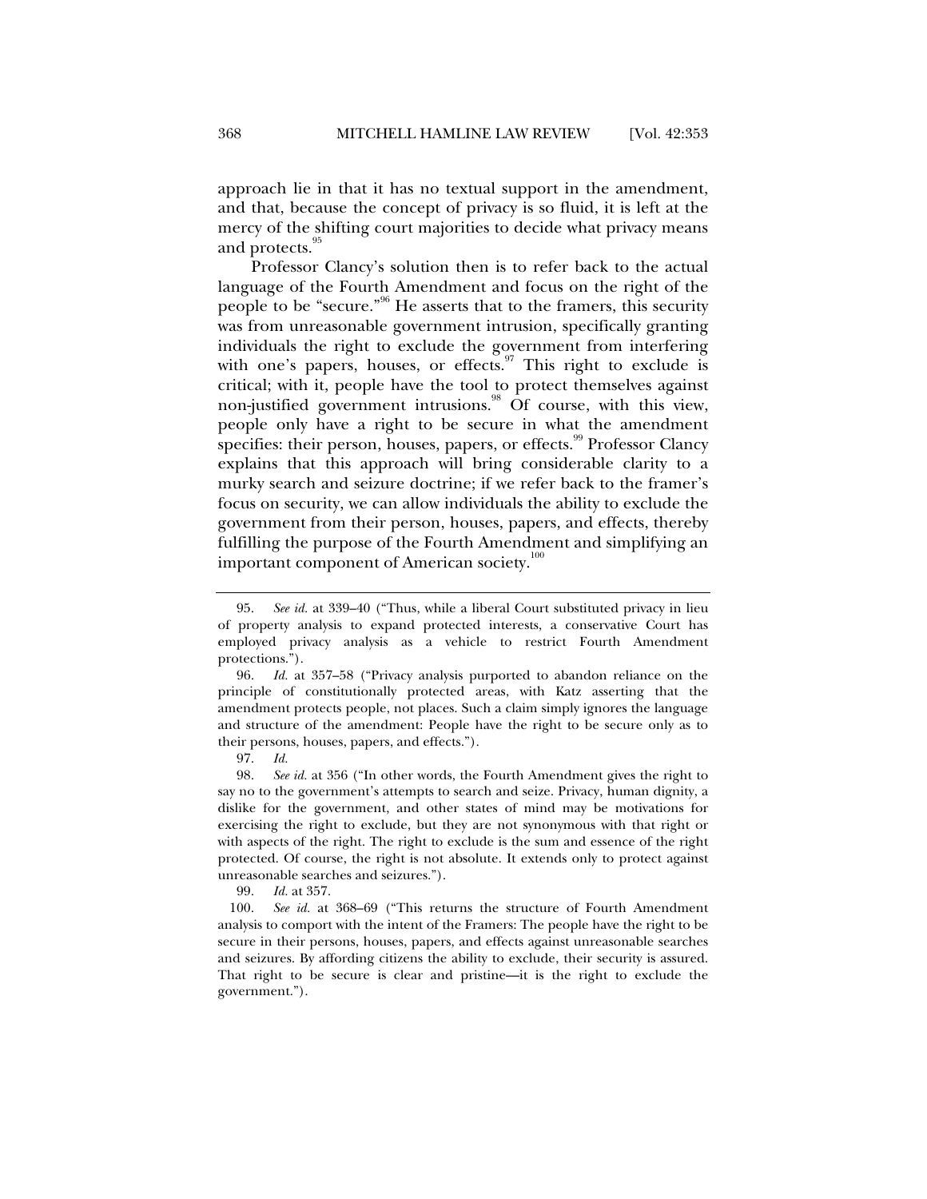approach lie in that it has no textual support in the amendment, and that, because the concept of privacy is so fluid, it is left at the mercy of the shifting court majorities to decide what privacy means and protects.[95]

Professor Clancy's solution then is to refer back to the actual language of the Fourth Amendment and focus on the right of the people to be "secure."[96] He asserts that to the framers, this security was from unreasonable government intrusion, specifically granting individuals the right to exclude the government from interfering with one's papers, houses, or effects.[97] This right to exclude is critical; with it, people have the tool to protect themselves against non-justified government intrusions.[98] Of course, with this view, people only have a right to be secure in what the amendment specifies: their person, houses, papers, or effects.[99] Professor Clancy explains that this approach will bring considerable clarity to a murky search and seizure doctrine; if we refer back to the framer's focus on security, we can allow individuals the ability to exclude the government from their person, houses, papers, and effects, thereby fulfilling the purpose of the Fourth Amendment and simplifying an important component of American society.[100]

---

95. *See id.* at 339–40 ("Thus, while a liberal Court substituted privacy in lieu of property analysis to expand protected interests, a conservative Court has employed privacy analysis as a vehicle to restrict Fourth Amendment protections.").

96. *Id.* at 357–58 ("Privacy analysis purported to abandon reliance on the principle of constitutionally protected areas, with Katz asserting that the amendment protects people, not places. Such a claim simply ignores the language and structure of the amendment: People have the right to be secure only as to their persons, houses, papers, and effects.").

97. *Id.*

98. *See id.* at 356 ("In other words, the Fourth Amendment gives the right to say no to the government's attempts to search and seize. Privacy, human dignity, a dislike for the government, and other states of mind may be motivations for exercising the right to exclude, but they are not synonymous with that right or with aspects of the right. The right to exclude is the sum and essence of the right protected. Of course, the right is not absolute. It extends only to protect against unreasonable searches and seizures.").

99. *Id.* at 357.

100. *See id.* at 368–69 ("This returns the structure of Fourth Amendment analysis to comport with the intent of the Framers: The people have the right to be secure in their persons, houses, papers, and effects against unreasonable searches and seizures. By affording citizens the ability to exclude, their security is assured. That right to be secure is clear and pristine—it is the right to exclude the government.").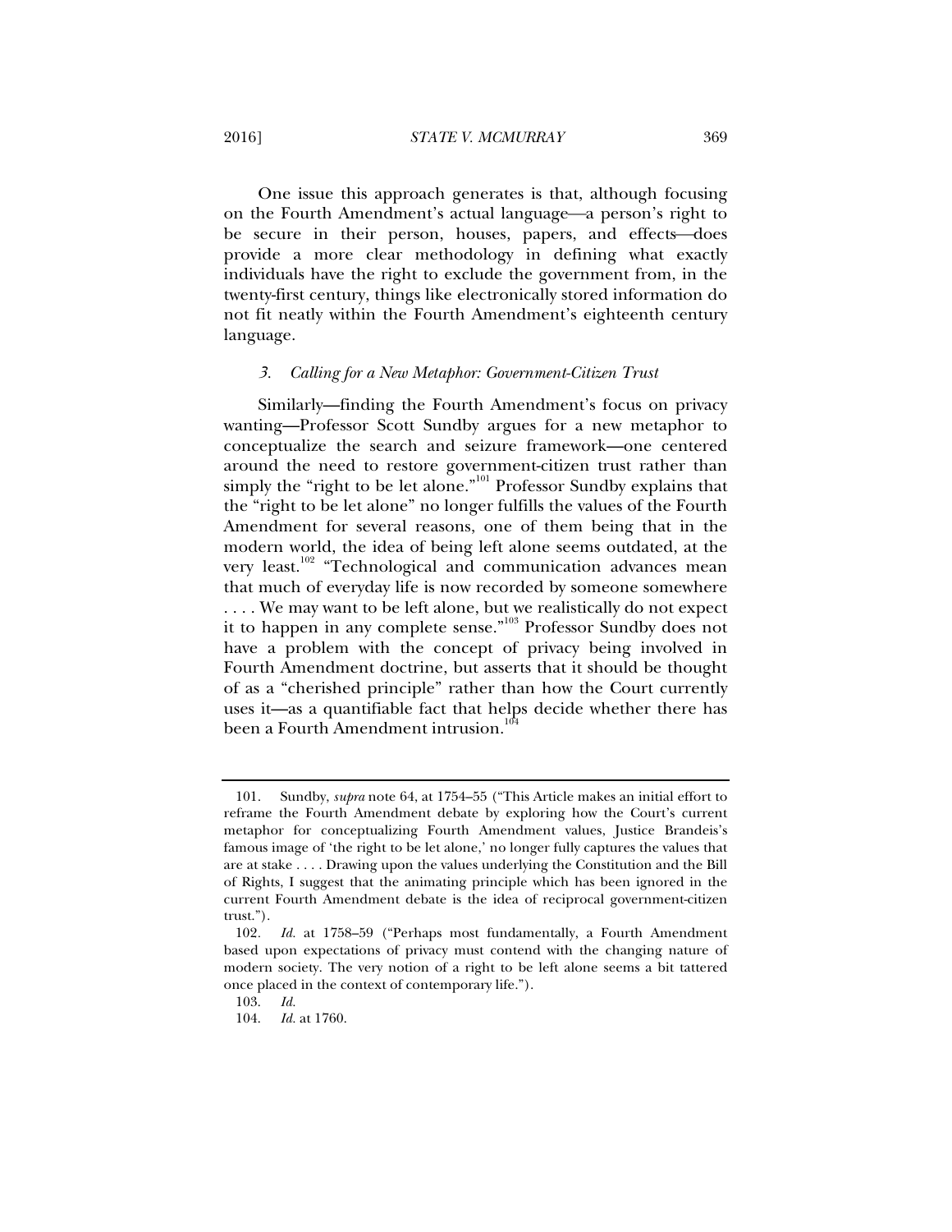One issue this approach generates is that, although focusing on the Fourth Amendment's actual language—a person's right to be secure in their person, houses, papers, and effects—does provide a more clear methodology in defining what exactly individuals have the right to exclude the government from, in the twenty-first century, things like electronically stored information do not fit neatly within the Fourth Amendment's eighteenth century language.

### *3. Calling for a New Metaphor: Government-Citizen Trust*

Similarly—finding the Fourth Amendment's focus on privacy wanting—Professor Scott Sundby argues for a new metaphor to conceptualize the search and seizure framework—one centered around the need to restore government-citizen trust rather than simply the "right to be let alone."[101] Professor Sundby explains that the "right to be let alone" no longer fulfills the values of the Fourth Amendment for several reasons, one of them being that in the modern world, the idea of being left alone seems outdated, at the very least.[102] "Technological and communication advances mean that much of everyday life is now recorded by someone somewhere . . . . We may want to be left alone, but we realistically do not expect it to happen in any complete sense."[103] Professor Sundby does not have a problem with the concept of privacy being involved in Fourth Amendment doctrine, but asserts that it should be thought of as a "cherished principle" rather than how the Court currently uses it—as a quantifiable fact that helps decide whether there has been a Fourth Amendment intrusion.[104]

---

101. Sundby, *supra* note 64, at 1754–55 ("This Article makes an initial effort to reframe the Fourth Amendment debate by exploring how the Court's current metaphor for conceptualizing Fourth Amendment values, Justice Brandeis's famous image of 'the right to be let alone,' no longer fully captures the values that are at stake . . . . Drawing upon the values underlying the Constitution and the Bill of Rights, I suggest that the animating principle which has been ignored in the current Fourth Amendment debate is the idea of reciprocal government-citizen trust.").

102. *Id.* at 1758–59 ("Perhaps most fundamentally, a Fourth Amendment based upon expectations of privacy must contend with the changing nature of modern society. The very notion of a right to be left alone seems a bit tattered once placed in the context of contemporary life.").

103. *Id.*

104. *Id.* at 1760.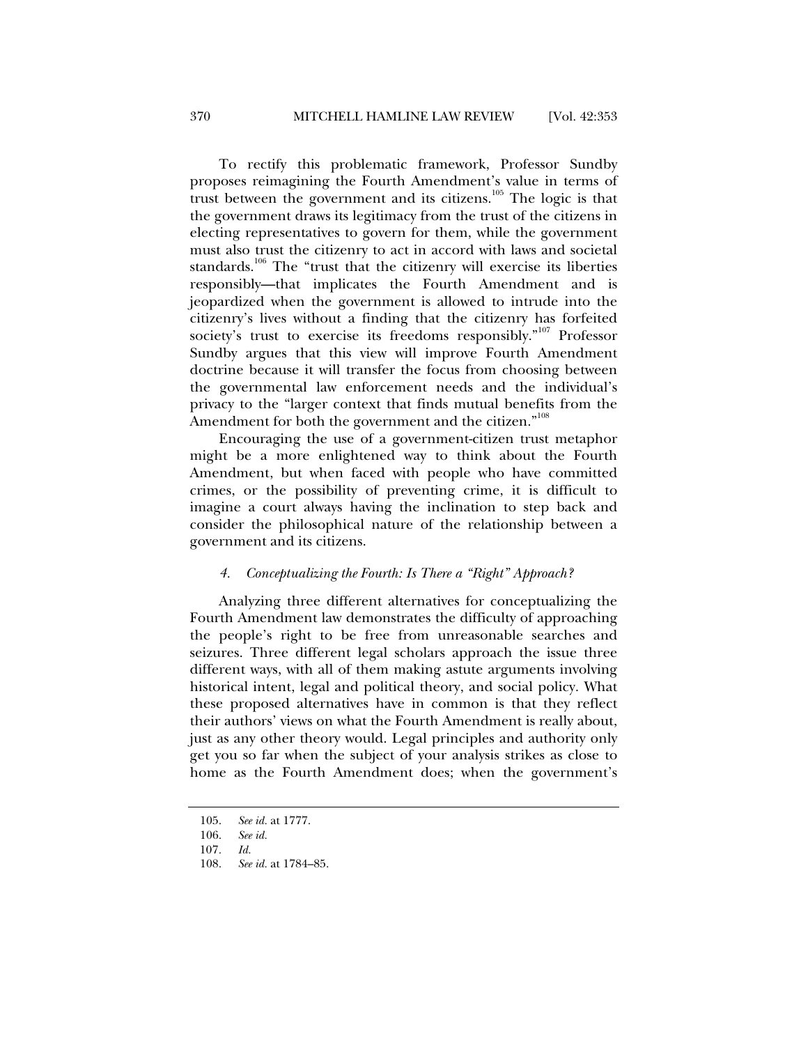To rectify this problematic framework, Professor Sundby proposes reimagining the Fourth Amendment's value in terms of trust between the government and its citizens.[105] The logic is that the government draws its legitimacy from the trust of the citizens in electing representatives to govern for them, while the government must also trust the citizenry to act in accord with laws and societal standards.[106] The "trust that the citizenry will exercise its liberties responsibly—that implicates the Fourth Amendment and is jeopardized when the government is allowed to intrude into the citizenry's lives without a finding that the citizenry has forfeited society's trust to exercise its freedoms responsibly."[107] Professor Sundby argues that this view will improve Fourth Amendment doctrine because it will transfer the focus from choosing between the governmental law enforcement needs and the individual's privacy to the "larger context that finds mutual benefits from the Amendment for both the government and the citizen."[108]

Encouraging the use of a government-citizen trust metaphor might be a more enlightened way to think about the Fourth Amendment, but when faced with people who have committed crimes, or the possibility of preventing crime, it is difficult to imagine a court always having the inclination to step back and consider the philosophical nature of the relationship between a government and its citizens.

#### *4. Conceptualizing the Fourth: Is There a "Right" Approach?*

Analyzing three different alternatives for conceptualizing the Fourth Amendment law demonstrates the difficulty of approaching the people's right to be free from unreasonable searches and seizures. Three different legal scholars approach the issue three different ways, with all of them making astute arguments involving historical intent, legal and political theory, and social policy. What these proposed alternatives have in common is that they reflect their authors' views on what the Fourth Amendment is really about, just as any other theory would. Legal principles and authority only get you so far when the subject of your analysis strikes as close to home as the Fourth Amendment does; when the government's

---

105. *See id.* at 1777.

106. *See id.*

107. *Id.*

108. *See id.* at 1784–85.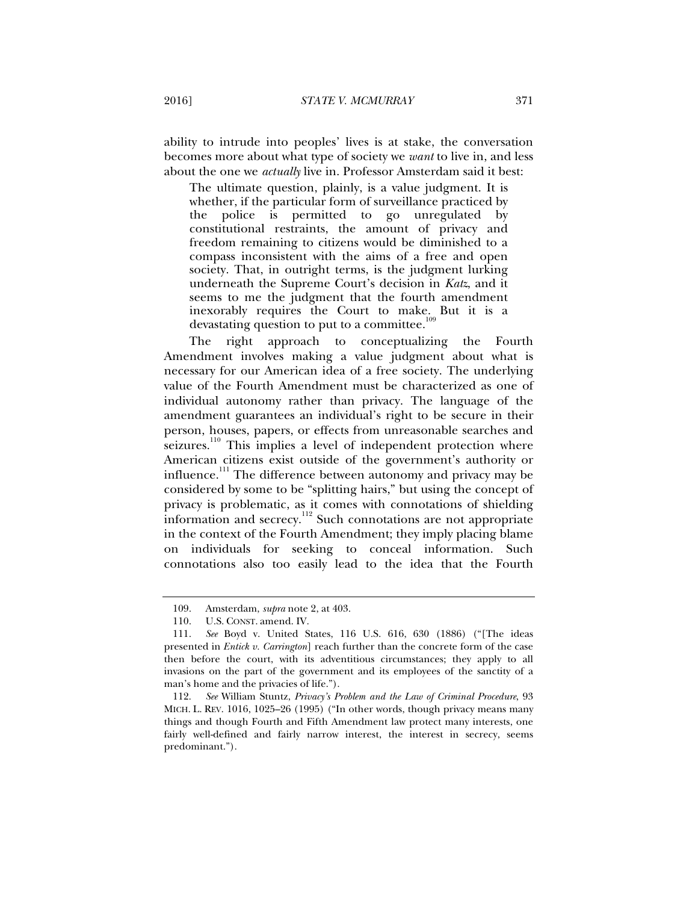ability to intrude into peoples' lives is at stake, the conversation becomes more about what type of society we *want* to live in, and less about the one we *actually* live in. Professor Amsterdam said it best:

> The ultimate question, plainly, is a value judgment. It is whether, if the particular form of surveillance practiced by the police is permitted to go unregulated by constitutional restraints, the amount of privacy and freedom remaining to citizens would be diminished to a compass inconsistent with the aims of a free and open society. That, in outright terms, is the judgment lurking underneath the Supreme Court's decision in *Katz*, and it seems to me the judgment that the fourth amendment inexorably requires the Court to make. But it is a devastating question to put to a committee.[109]

The right approach to conceptualizing the Fourth Amendment involves making a value judgment about what is necessary for our American idea of a free society. The underlying value of the Fourth Amendment must be characterized as one of individual autonomy rather than privacy. The language of the amendment guarantees an individual's right to be secure in their person, houses, papers, or effects from unreasonable searches and seizures.[110] This implies a level of independent protection where American citizens exist outside of the government's authority or influence.[111] The difference between autonomy and privacy may be considered by some to be "splitting hairs," but using the concept of privacy is problematic, as it comes with connotations of shielding information and secrecy.[112] Such connotations are not appropriate in the context of the Fourth Amendment; they imply placing blame on individuals for seeking to conceal information. Such connotations also too easily lead to the idea that the Fourth

---

109. Amsterdam, *supra* note 2, at 403.

110. U.S. CONST. amend. IV.

111. *See* Boyd v. United States, 116 U.S. 616, 630 (1886) ("[The ideas presented in *Entick v. Carrington*] reach further than the concrete form of the case then before the court, with its adventitious circumstances; they apply to all invasions on the part of the government and its employees of the sanctity of a man's home and the privacies of life.").

112. *See* William Stuntz, *Privacy's Problem and the Law of Criminal Procedure*, 93 MICH. L. REV. 1016, 1025–26 (1995) ("In other words, though privacy means many things and though Fourth and Fifth Amendment law protect many interests, one fairly well-defined and fairly narrow interest, the interest in secrecy, seems predominant.").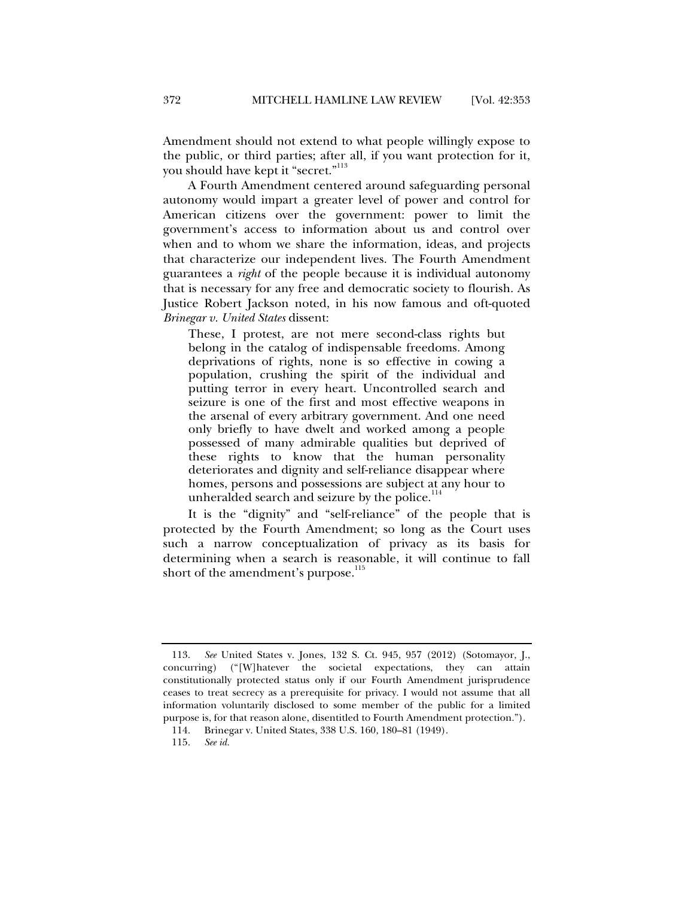Amendment should not extend to what people willingly expose to the public, or third parties; after all, if you want protection for it, you should have kept it "secret."[113]

A Fourth Amendment centered around safeguarding personal autonomy would impart a greater level of power and control for American citizens over the government: power to limit the government's access to information about us and control over when and to whom we share the information, ideas, and projects that characterize our independent lives. The Fourth Amendment guarantees a *right* of the people because it is individual autonomy that is necessary for any free and democratic society to flourish. As Justice Robert Jackson noted, in his now famous and oft-quoted *Brinegar v. United States* dissent:

> These, I protest, are not mere second-class rights but belong in the catalog of indispensable freedoms. Among deprivations of rights, none is so effective in cowing a population, crushing the spirit of the individual and putting terror in every heart. Uncontrolled search and seizure is one of the first and most effective weapons in the arsenal of every arbitrary government. And one need only briefly to have dwelt and worked among a people possessed of many admirable qualities but deprived of these rights to know that the human personality deteriorates and dignity and self-reliance disappear where homes, persons and possessions are subject at any hour to unheralded search and seizure by the police.[114]

It is the "dignity" and "self-reliance" of the people that is protected by the Fourth Amendment; so long as the Court uses such a narrow conceptualization of privacy as its basis for determining when a search is reasonable, it will continue to fall short of the amendment's purpose.[115]

---

113. *See* United States v. Jones, 132 S. Ct. 945, 957 (2012) (Sotomayor, J., concurring) ("[W]hatever the societal expectations, they can attain constitutionally protected status only if our Fourth Amendment jurisprudence ceases to treat secrecy as a prerequisite for privacy. I would not assume that all information voluntarily disclosed to some member of the public for a limited purpose is, for that reason alone, disentitled to Fourth Amendment protection.").

114. Brinegar v. United States, 338 U.S. 160, 180–81 (1949).

115. *See id.*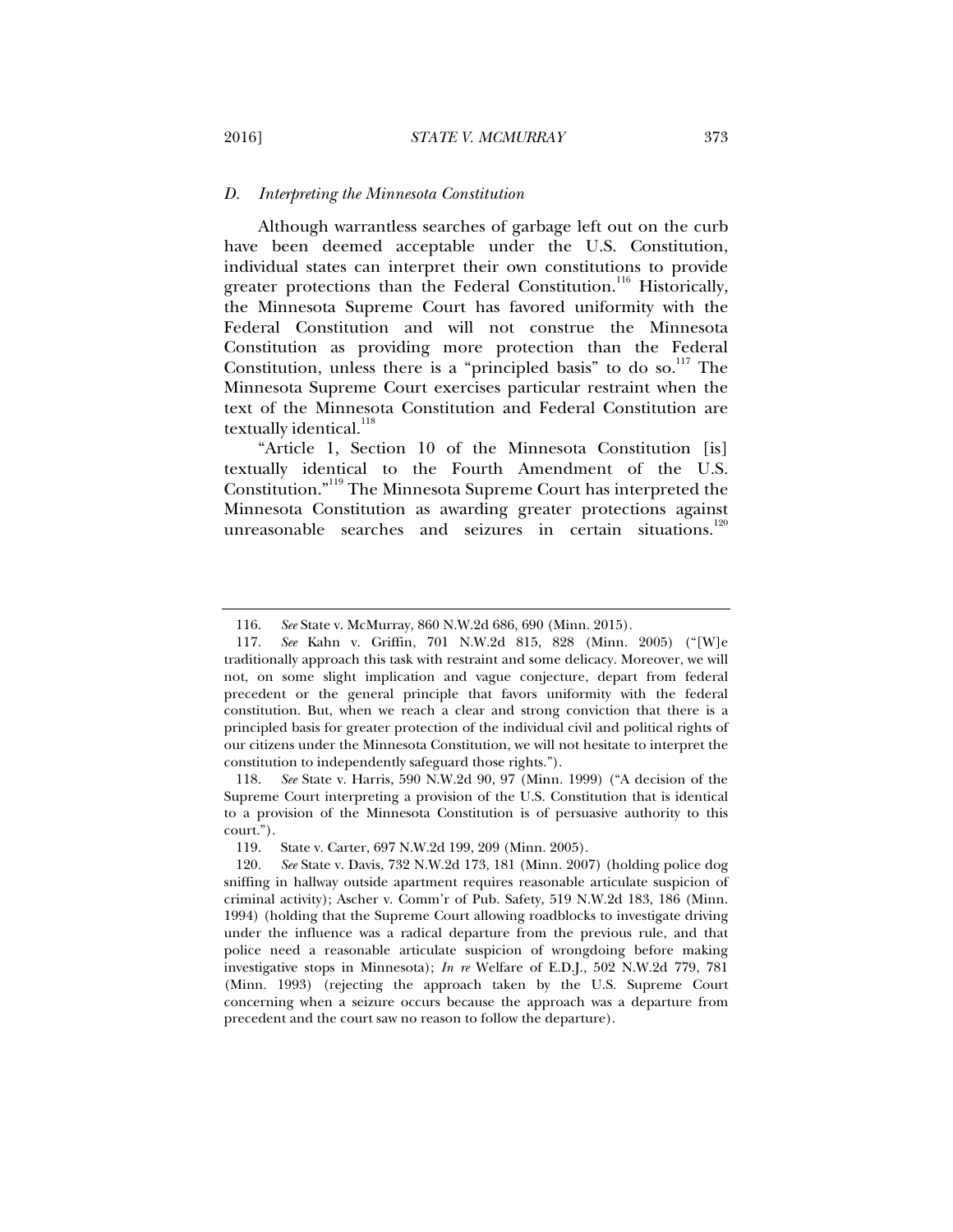### D. *Interpreting the Minnesota Constitution*

Although warrantless searches of garbage left out on the curb have been deemed acceptable under the U.S. Constitution, individual states can interpret their own constitutions to provide greater protections than the Federal Constitution.[116] Historically, the Minnesota Supreme Court has favored uniformity with the Federal Constitution and will not construe the Minnesota Constitution as providing more protection than the Federal Constitution, unless there is a "principled basis" to do so.[117] The Minnesota Supreme Court exercises particular restraint when the text of the Minnesota Constitution and Federal Constitution are textually identical.[118]

"Article 1, Section 10 of the Minnesota Constitution [is] textually identical to the Fourth Amendment of the U.S. Constitution."[119] The Minnesota Supreme Court has interpreted the Minnesota Constitution as awarding greater protections against unreasonable searches and seizures in certain situations.[120]

---

116. *See* State v. McMurray, 860 N.W.2d 686, 690 (Minn. 2015).

117. *See* Kahn v. Griffin, 701 N.W.2d 815, 828 (Minn. 2005) ("[W]e traditionally approach this task with restraint and some delicacy. Moreover, we will not, on some slight implication and vague conjecture, depart from federal precedent or the general principle that favors uniformity with the federal constitution. But, when we reach a clear and strong conviction that there is a principled basis for greater protection of the individual civil and political rights of our citizens under the Minnesota Constitution, we will not hesitate to interpret the constitution to independently safeguard those rights.").

118. *See* State v. Harris, 590 N.W.2d 90, 97 (Minn. 1999) ("A decision of the Supreme Court interpreting a provision of the U.S. Constitution that is identical to a provision of the Minnesota Constitution is of persuasive authority to this court.").

119. State v. Carter, 697 N.W.2d 199, 209 (Minn. 2005).

120. *See* State v. Davis, 732 N.W.2d 173, 181 (Minn. 2007) (holding police dog sniffing in hallway outside apartment requires reasonable articulate suspicion of criminal activity); Ascher v. Comm'r of Pub. Safety, 519 N.W.2d 183, 186 (Minn. 1994) (holding that the Supreme Court allowing roadblocks to investigate driving under the influence was a radical departure from the previous rule, and that police need a reasonable articulate suspicion of wrongdoing before making investigative stops in Minnesota); *In re* Welfare of E.D.J., 502 N.W.2d 779, 781 (Minn. 1993) (rejecting the approach taken by the U.S. Supreme Court concerning when a seizure occurs because the approach was a departure from precedent and the court saw no reason to follow the departure).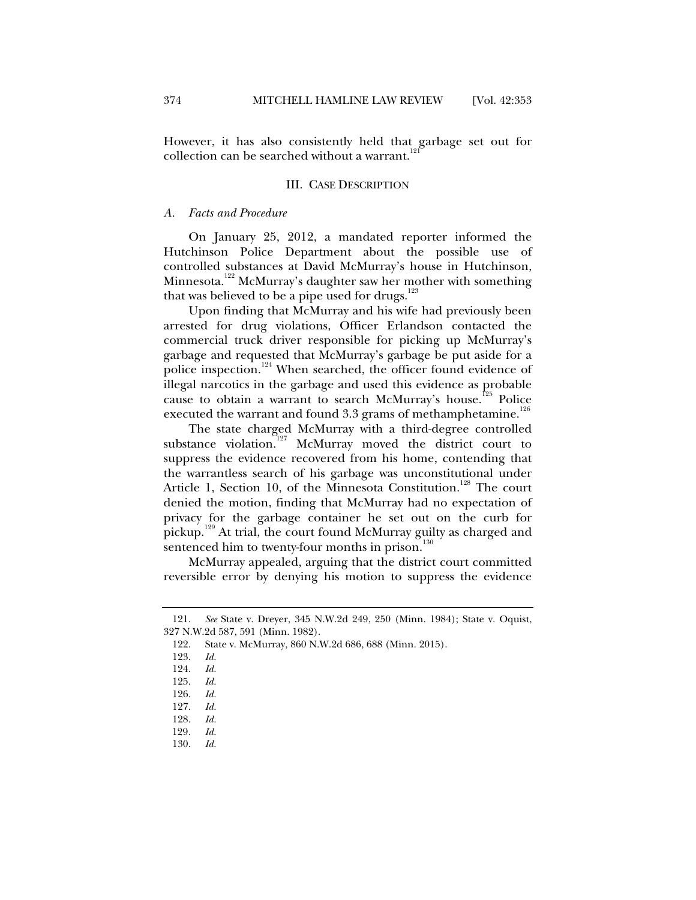However, it has also consistently held that garbage set out for collection can be searched without a warrant.[121]

## III. CASE DESCRIPTION

### *A. Facts and Procedure*

On January 25, 2012, a mandated reporter informed the Hutchinson Police Department about the possible use of controlled substances at David McMurray's house in Hutchinson, Minnesota.[122] McMurray's daughter saw her mother with something that was believed to be a pipe used for drugs.[123]

Upon finding that McMurray and his wife had previously been arrested for drug violations, Officer Erlandson contacted the commercial truck driver responsible for picking up McMurray's garbage and requested that McMurray's garbage be put aside for a police inspection.[124] When searched, the officer found evidence of illegal narcotics in the garbage and used this evidence as probable cause to obtain a warrant to search McMurray's house.[125] Police executed the warrant and found 3.3 grams of methamphetamine.[126]

The state charged McMurray with a third-degree controlled substance violation.[127] McMurray moved the district court to suppress the evidence recovered from his home, contending that the warrantless search of his garbage was unconstitutional under Article 1, Section 10, of the Minnesota Constitution.[128] The court denied the motion, finding that McMurray had no expectation of privacy for the garbage container he set out on the curb for pickup.[129] At trial, the court found McMurray guilty as charged and sentenced him to twenty-four months in prison.[130]

McMurray appealed, arguing that the district court committed reversible error by denying his motion to suppress the evidence

---

121. *See* State v. Dreyer, 345 N.W.2d 249, 250 (Minn. 1984); State v. Oquist, 327 N.W.2d 587, 591 (Minn. 1982).

122. State v. McMurray, 860 N.W.2d 686, 688 (Minn. 2015).

123. *Id.*

124. *Id.*

125. *Id.*

126. *Id.*

127. *Id.*

128. *Id.*

129. *Id.*

130. *Id.*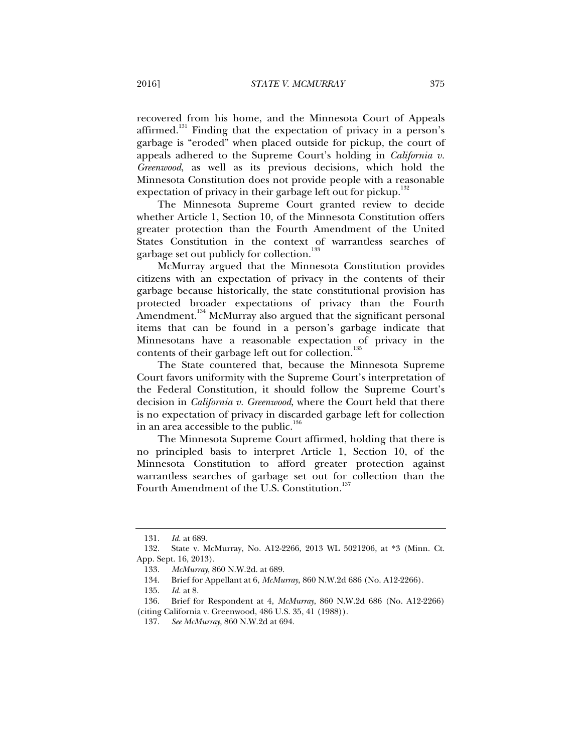recovered from his home, and the Minnesota Court of Appeals affirmed.[131] Finding that the expectation of privacy in a person's garbage is "eroded" when placed outside for pickup, the court of appeals adhered to the Supreme Court's holding in *California v. Greenwood*, as well as its previous decisions, which hold the Minnesota Constitution does not provide people with a reasonable expectation of privacy in their garbage left out for pickup.[132]

The Minnesota Supreme Court granted review to decide whether Article 1, Section 10, of the Minnesota Constitution offers greater protection than the Fourth Amendment of the United States Constitution in the context of warrantless searches of garbage set out publicly for collection.[133]

McMurray argued that the Minnesota Constitution provides citizens with an expectation of privacy in the contents of their garbage because historically, the state constitutional provision has protected broader expectations of privacy than the Fourth Amendment.[134] McMurray also argued that the significant personal items that can be found in a person's garbage indicate that Minnesotans have a reasonable expectation of privacy in the contents of their garbage left out for collection.[135]

The State countered that, because the Minnesota Supreme Court favors uniformity with the Supreme Court's interpretation of the Federal Constitution, it should follow the Supreme Court's decision in *California v. Greenwood*, where the Court held that there is no expectation of privacy in discarded garbage left for collection in an area accessible to the public.[136]

The Minnesota Supreme Court affirmed, holding that there is no principled basis to interpret Article 1, Section 10, of the Minnesota Constitution to afford greater protection against warrantless searches of garbage set out for collection than the Fourth Amendment of the U.S. Constitution.[137]

---

131. *Id.* at 689.

132. State v. McMurray, No. A12-2266, 2013 WL 5021206, at *3 (Minn. Ct. App. Sept. 16, 2013).

133. *McMurray*, 860 N.W.2d. at 689.

134. Brief for Appellant at 6, *McMurray*, 860 N.W.2d 686 (No. A12-2266).

135. *Id.* at 8.

136. Brief for Respondent at 4, *McMurray*, 860 N.W.2d 686 (No. A12-2266) (citing California v. Greenwood, 486 U.S. 35, 41 (1988)).

137. *See McMurray*, 860 N.W.2d at 694.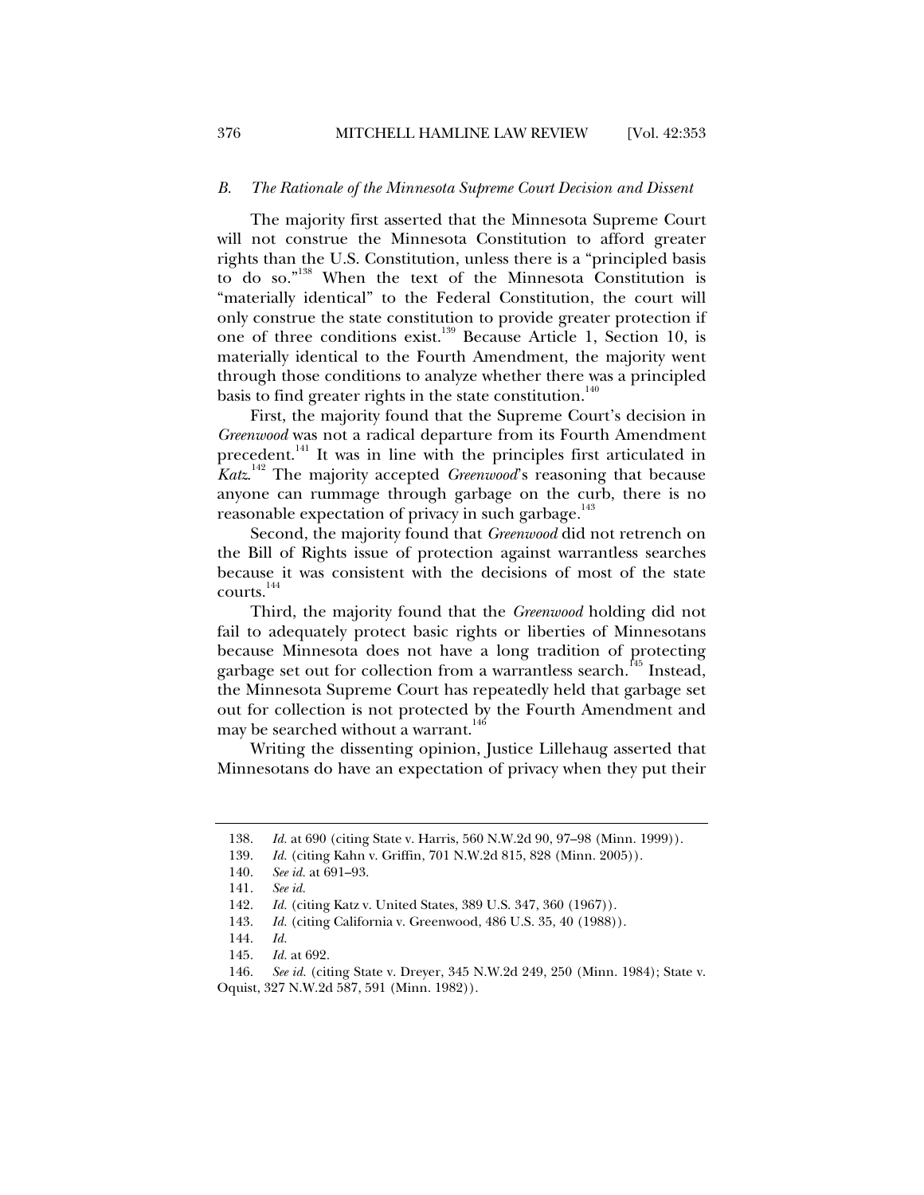### *B. The Rationale of the Minnesota Supreme Court Decision and Dissent*

The majority first asserted that the Minnesota Supreme Court will not construe the Minnesota Constitution to afford greater rights than the U.S. Constitution, unless there is a "principled basis to do so."[138] When the text of the Minnesota Constitution is "materially identical" to the Federal Constitution, the court will only construe the state constitution to provide greater protection if one of three conditions exist.[139] Because Article 1, Section 10, is materially identical to the Fourth Amendment, the majority went through those conditions to analyze whether there was a principled basis to find greater rights in the state constitution.[140]

First, the majority found that the Supreme Court's decision in *Greenwood* was not a radical departure from its Fourth Amendment precedent.[141] It was in line with the principles first articulated in *Katz*.[142] The majority accepted *Greenwood*'s reasoning that because anyone can rummage through garbage on the curb, there is no reasonable expectation of privacy in such garbage.[143]

Second, the majority found that *Greenwood* did not retrench on the Bill of Rights issue of protection against warrantless searches because it was consistent with the decisions of most of the state courts.[144]

Third, the majority found that the *Greenwood* holding did not fail to adequately protect basic rights or liberties of Minnesotans because Minnesota does not have a long tradition of protecting garbage set out for collection from a warrantless search.[145] Instead, the Minnesota Supreme Court has repeatedly held that garbage set out for collection is not protected by the Fourth Amendment and may be searched without a warrant.[146]

Writing the dissenting opinion, Justice Lillehaug asserted that Minnesotans do have an expectation of privacy when they put their

---

138. *Id.* at 690 (citing State v. Harris, 560 N.W.2d 90, 97–98 (Minn. 1999)).

139. *Id.* (citing Kahn v. Griffin, 701 N.W.2d 815, 828 (Minn. 2005)).

140. *See id.* at 691–93.

141. *See id.*

142. *Id.* (citing Katz v. United States, 389 U.S. 347, 360 (1967)).

143. *Id.* (citing California v. Greenwood, 486 U.S. 35, 40 (1988)).

144. *Id.*

145. *Id.* at 692.

146. *See id.* (citing State v. Dreyer, 345 N.W.2d 249, 250 (Minn. 1984); State v. Oquist, 327 N.W.2d 587, 591 (Minn. 1982)).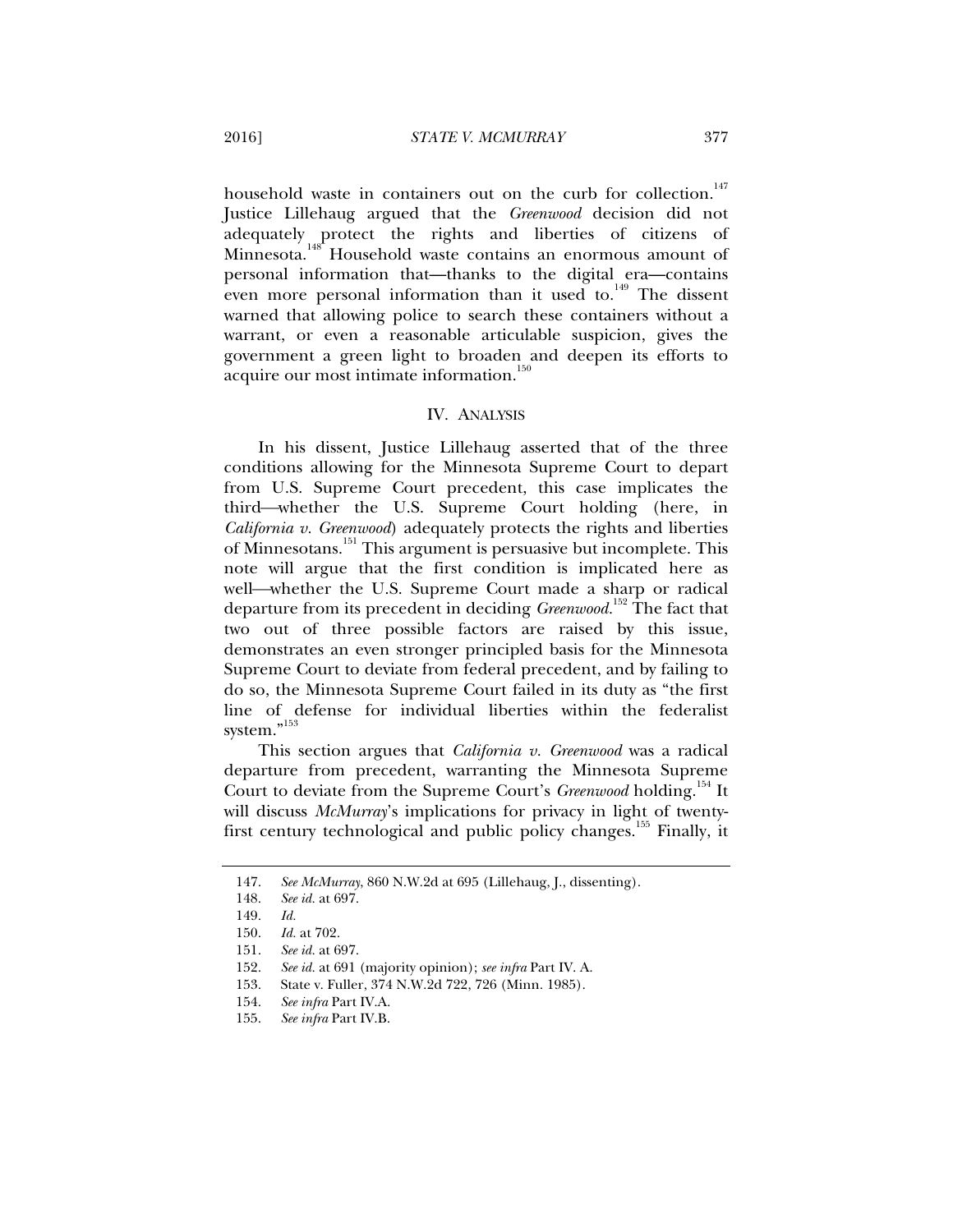household waste in containers out on the curb for collection.[147] Justice Lillehaug argued that the *Greenwood* decision did not adequately protect the rights and liberties of citizens of Minnesota.[148] Household waste contains an enormous amount of personal information that—thanks to the digital era—contains even more personal information than it used to.[149] The dissent warned that allowing police to search these containers without a warrant, or even a reasonable articulable suspicion, gives the government a green light to broaden and deepen its efforts to acquire our most intimate information.[150]

## IV. ANALYSIS

In his dissent, Justice Lillehaug asserted that of the three conditions allowing for the Minnesota Supreme Court to depart from U.S. Supreme Court precedent, this case implicates the third—whether the U.S. Supreme Court holding (here, in *California v. Greenwood*) adequately protects the rights and liberties of Minnesotans.[151] This argument is persuasive but incomplete. This note will argue that the first condition is implicated here as well—whether the U.S. Supreme Court made a sharp or radical departure from its precedent in deciding *Greenwood*.[152] The fact that two out of three possible factors are raised by this issue, demonstrates an even stronger principled basis for the Minnesota Supreme Court to deviate from federal precedent, and by failing to do so, the Minnesota Supreme Court failed in its duty as "the first line of defense for individual liberties within the federalist system."[153]

This section argues that *California v. Greenwood* was a radical departure from precedent, warranting the Minnesota Supreme Court to deviate from the Supreme Court's *Greenwood* holding.[154] It will discuss *McMurray*'s implications for privacy in light of twenty-first century technological and public policy changes.[155] Finally, it

---

147. *See McMurray*, 860 N.W.2d at 695 (Lillehaug, J., dissenting).

148. *See id.* at 697.

149. *Id.*

150. *Id.* at 702.

151. *See id.* at 697.

152. *See id.* at 691 (majority opinion); *see infra* Part IV. A.

153. State v. Fuller, 374 N.W.2d 722, 726 (Minn. 1985).

154. *See infra* Part IV.A.

155. *See infra* Part IV.B.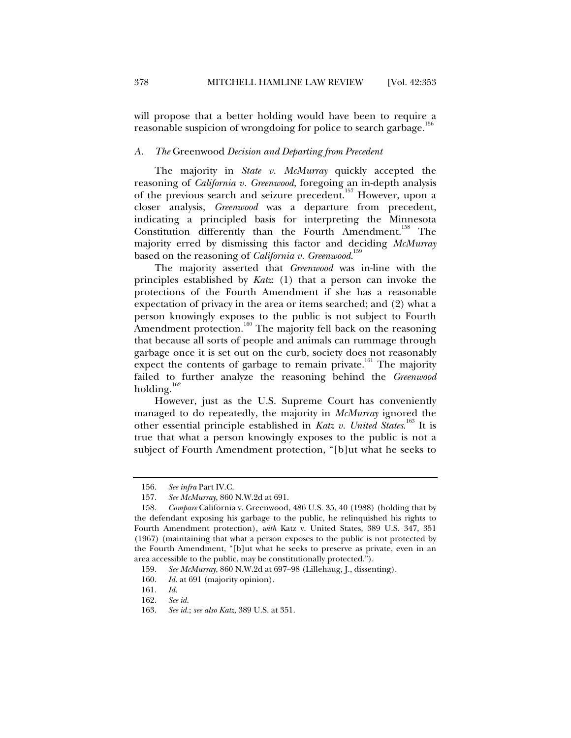will propose that a better holding would have been to require a reasonable suspicion of wrongdoing for police to search garbage.[156]

### *A. The* Greenwood *Decision and Departing from Precedent*

The majority in *State v. McMurray* quickly accepted the reasoning of *California v. Greenwood*, foregoing an in-depth analysis of the previous search and seizure precedent.[157] However, upon a closer analysis, *Greenwood* was a departure from precedent, indicating a principled basis for interpreting the Minnesota Constitution differently than the Fourth Amendment.[158] The majority erred by dismissing this factor and deciding *McMurray* based on the reasoning of *California v. Greenwood*.[159]

The majority asserted that *Greenwood* was in-line with the principles established by *Katz*: (1) that a person can invoke the protections of the Fourth Amendment if she has a reasonable expectation of privacy in the area or items searched; and (2) what a person knowingly exposes to the public is not subject to Fourth Amendment protection.[160] The majority fell back on the reasoning that because all sorts of people and animals can rummage through garbage once it is set out on the curb, society does not reasonably expect the contents of garbage to remain private.[161] The majority failed to further analyze the reasoning behind the *Greenwood* holding.[162]

However, just as the U.S. Supreme Court has conveniently managed to do repeatedly, the majority in *McMurray* ignored the other essential principle established in *Katz v. United States*.[163] It is true that what a person knowingly exposes to the public is not a subject of Fourth Amendment protection, "[b]ut what he seeks to

---

156. *See infra* Part IV.C.

157. *See McMurray*, 860 N.W.2d at 691.

158. *Compare* California v. Greenwood, 486 U.S. 35, 40 (1988) (holding that by the defendant exposing his garbage to the public, he relinquished his rights to Fourth Amendment protection), *with* Katz v. United States, 389 U.S. 347, 351 (1967) (maintaining that what a person exposes to the public is not protected by the Fourth Amendment, "[b]ut what he seeks to preserve as private, even in an area accessible to the public, may be constitutionally protected.").

159. *See McMurray*, 860 N.W.2d at 697–98 (Lillehaug, J., dissenting).

160. *Id.* at 691 (majority opinion).

161. *Id.*

162. *See id.*

163. *See id.*; *see also Katz*, 389 U.S. at 351.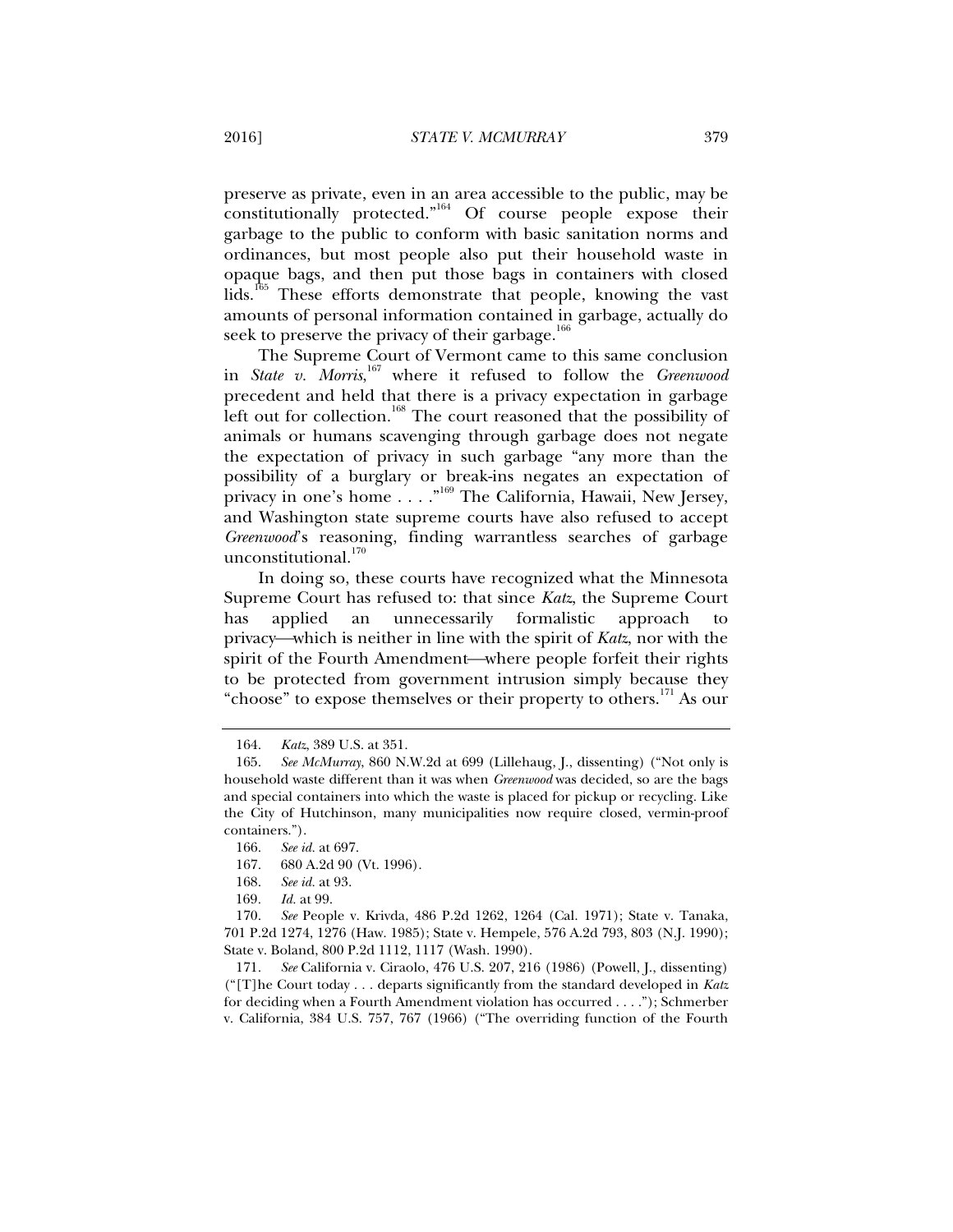preserve as private, even in an area accessible to the public, may be constitutionally protected."[164] Of course people expose their garbage to the public to conform with basic sanitation norms and ordinances, but most people also put their household waste in opaque bags, and then put those bags in containers with closed lids.[165] These efforts demonstrate that people, knowing the vast amounts of personal information contained in garbage, actually do seek to preserve the privacy of their garbage.[166]

The Supreme Court of Vermont came to this same conclusion in *State v. Morris*,[167] where it refused to follow the *Greenwood* precedent and held that there is a privacy expectation in garbage left out for collection.[168] The court reasoned that the possibility of animals or humans scavenging through garbage does not negate the expectation of privacy in such garbage "any more than the possibility of a burglary or break-ins negates an expectation of privacy in one's home . . . ."[169] The California, Hawaii, New Jersey, and Washington state supreme courts have also refused to accept *Greenwood*'s reasoning, finding warrantless searches of garbage unconstitutional.[170]

In doing so, these courts have recognized what the Minnesota Supreme Court has refused to: that since *Katz*, the Supreme Court has applied an unnecessarily formalistic approach to privacy—which is neither in line with the spirit of *Katz*, nor with the spirit of the Fourth Amendment—where people forfeit their rights to be protected from government intrusion simply because they "choose" to expose themselves or their property to others.[171] As our

---

164. *Katz*, 389 U.S. at 351.

165. *See McMurray*, 860 N.W.2d at 699 (Lillehaug, J., dissenting) ("Not only is household waste different than it was when *Greenwood* was decided, so are the bags and special containers into which the waste is placed for pickup or recycling. Like the City of Hutchinson, many municipalities now require closed, vermin-proof containers.").

166. *See id.* at 697.

167. 680 A.2d 90 (Vt. 1996).

168. *See id.* at 93.

169. *Id.* at 99.

170. *See* People v. Krivda, 486 P.2d 1262, 1264 (Cal. 1971); State v. Tanaka, 701 P.2d 1274, 1276 (Haw. 1985); State v. Hempele, 576 A.2d 793, 803 (N.J. 1990); State v. Boland, 800 P.2d 1112, 1117 (Wash. 1990).

171. *See* California v. Ciraolo, 476 U.S. 207, 216 (1986) (Powell, J., dissenting) ("[T]he Court today . . . departs significantly from the standard developed in *Katz* for deciding when a Fourth Amendment violation has occurred . . . ."); Schmerber v. California, 384 U.S. 757, 767 (1966) ("The overriding function of the Fourth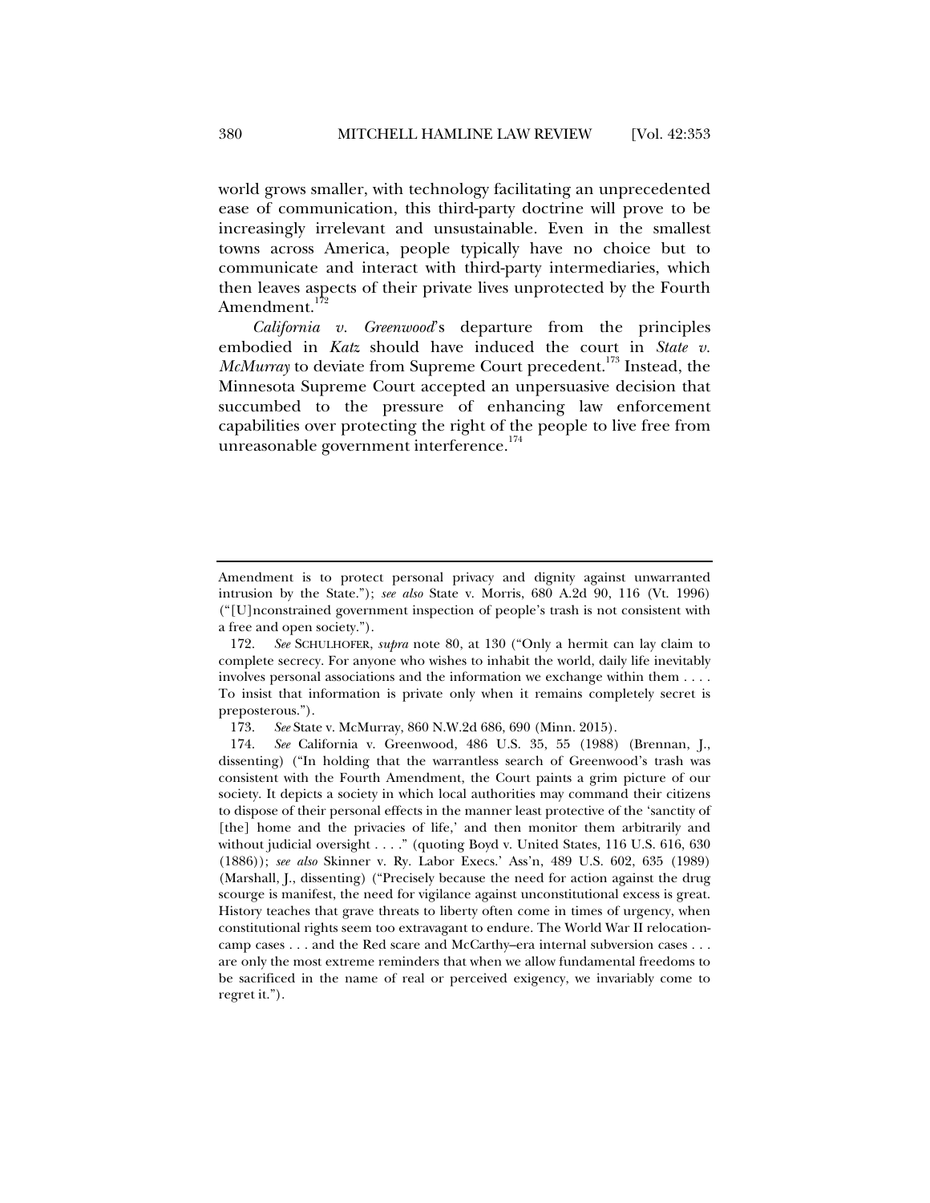world grows smaller, with technology facilitating an unprecedented ease of communication, this third-party doctrine will prove to be increasingly irrelevant and unsustainable. Even in the smallest towns across America, people typically have no choice but to communicate and interact with third-party intermediaries, which then leaves aspects of their private lives unprotected by the Fourth Amendment.[172]

*California v. Greenwood*'s departure from the principles embodied in *Katz* should have induced the court in *State v. McMurray* to deviate from Supreme Court precedent.[173] Instead, the Minnesota Supreme Court accepted an unpersuasive decision that succumbed to the pressure of enhancing law enforcement capabilities over protecting the right of the people to live free from unreasonable government interference.[174]

---

Amendment is to protect personal privacy and dignity against unwarranted intrusion by the State."); *see also* State v. Morris, 680 A.2d 90, 116 (Vt. 1996) ("[U]nconstrained government inspection of people's trash is not consistent with a free and open society.").

172. *See* SCHULHOFER, *supra* note 80, at 130 ("Only a hermit can lay claim to complete secrecy. For anyone who wishes to inhabit the world, daily life inevitably involves personal associations and the information we exchange within them . . . . To insist that information is private only when it remains completely secret is preposterous.").

173. *See* State v. McMurray, 860 N.W.2d 686, 690 (Minn. 2015).

174. *See* California v. Greenwood, 486 U.S. 35, 55 (1988) (Brennan, J., dissenting) ("In holding that the warrantless search of Greenwood's trash was consistent with the Fourth Amendment, the Court paints a grim picture of our society. It depicts a society in which local authorities may command their citizens to dispose of their personal effects in the manner least protective of the 'sanctity of [the] home and the privacies of life,' and then monitor them arbitrarily and without judicial oversight . . . ." (quoting Boyd v. United States, 116 U.S. 616, 630 (1886)); *see also* Skinner v. Ry. Labor Execs.' Ass'n, 489 U.S. 602, 635 (1989) (Marshall, J., dissenting) ("Precisely because the need for action against the drug scourge is manifest, the need for vigilance against unconstitutional excess is great. History teaches that grave threats to liberty often come in times of urgency, when constitutional rights seem too extravagant to endure. The World War II relocation-camp cases . . . and the Red scare and McCarthy–era internal subversion cases . . . are only the most extreme reminders that when we allow fundamental freedoms to be sacrificed in the name of real or perceived exigency, we invariably come to regret it.").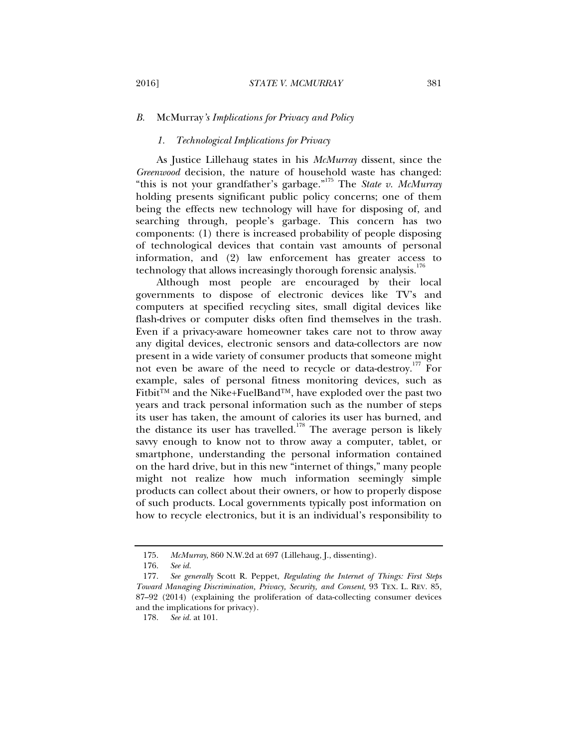### *B.* McMurray*'s Implications for Privacy and Policy*

#### *1. Technological Implications for Privacy*

As Justice Lillehaug states in his *McMurray* dissent, since the *Greenwood* decision, the nature of household waste has changed: "this is not your grandfather's garbage."[175] The *State v. McMurray* holding presents significant public policy concerns; one of them being the effects new technology will have for disposing of, and searching through, people's garbage. This concern has two components: (1) there is increased probability of people disposing of technological devices that contain vast amounts of personal information, and (2) law enforcement has greater access to technology that allows increasingly thorough forensic analysis.[176]

Although most people are encouraged by their local governments to dispose of electronic devices like TV's and computers at specified recycling sites, small digital devices like flash-drives or computer disks often find themselves in the trash. Even if a privacy-aware homeowner takes care not to throw away any digital devices, electronic sensors and data-collectors are now present in a wide variety of consumer products that someone might not even be aware of the need to recycle or data-destroy.[177] For example, sales of personal fitness monitoring devices, such as Fitbit™ and the Nike+FuelBand™, have exploded over the past two years and track personal information such as the number of steps its user has taken, the amount of calories its user has burned, and the distance its user has travelled.[178] The average person is likely savvy enough to know not to throw away a computer, tablet, or smartphone, understanding the personal information contained on the hard drive, but in this new "internet of things," many people might not realize how much information seemingly simple products can collect about their owners, or how to properly dispose of such products. Local governments typically post information on how to recycle electronics, but it is an individual's responsibility to

---

175. *McMurray*, 860 N.W.2d at 697 (Lillehaug, J., dissenting).

176. *See id.*

177. *See generally* Scott R. Peppet, *Regulating the Internet of Things: First Steps Toward Managing Discrimination, Privacy, Security, and Consent*, 93 TEX. L. REV. 85, 87–92 (2014) (explaining the proliferation of data-collecting consumer devices and the implications for privacy).

178. *See id.* at 101.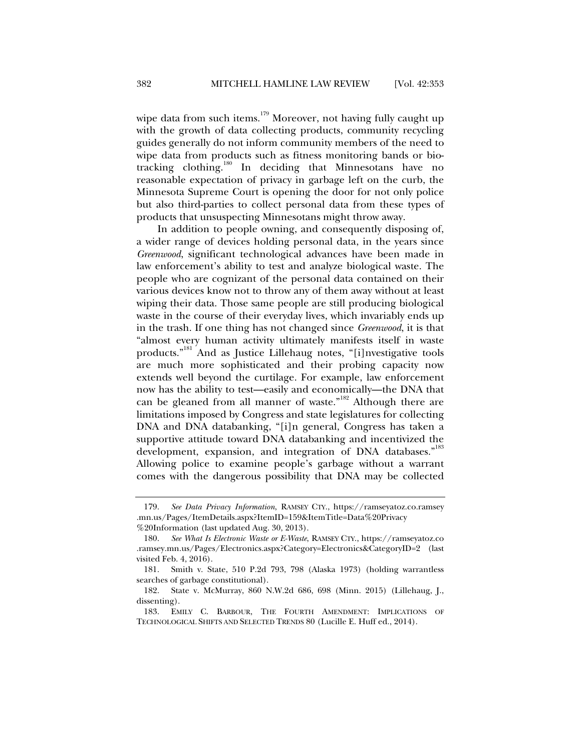wipe data from such items.[179] Moreover, not having fully caught up with the growth of data collecting products, community recycling guides generally do not inform community members of the need to wipe data from products such as fitness monitoring bands or bio-tracking clothing.[180] In deciding that Minnesotans have no reasonable expectation of privacy in garbage left on the curb, the Minnesota Supreme Court is opening the door for not only police but also third-parties to collect personal data from these types of products that unsuspecting Minnesotans might throw away.

In addition to people owning, and consequently disposing of, a wider range of devices holding personal data, in the years since *Greenwood*, significant technological advances have been made in law enforcement's ability to test and analyze biological waste. The people who are cognizant of the personal data contained on their various devices know not to throw any of them away without at least wiping their data. Those same people are still producing biological waste in the course of their everyday lives, which invariably ends up in the trash. If one thing has not changed since *Greenwood*, it is that "almost every human activity ultimately manifests itself in waste products."[181] And as Justice Lillehaug notes, "[i]nvestigative tools are much more sophisticated and their probing capacity now extends well beyond the curtilage. For example, law enforcement now has the ability to test—easily and economically—the DNA that can be gleaned from all manner of waste."[182] Although there are limitations imposed by Congress and state legislatures for collecting DNA and DNA databanking, "[i]n general, Congress has taken a supportive attitude toward DNA databanking and incentivized the development, expansion, and integration of DNA databases."[183] Allowing police to examine people's garbage without a warrant comes with the dangerous possibility that DNA may be collected

---

179. *See Data Privacy Information*, RAMSEY CTY., https://ramseyatoz.co.ramsey.mn.us/Pages/ItemDetails.aspx?ItemID=159&ItemTitle=Data%20Privacy%20Information (last updated Aug. 30, 2013).

180. *See What Is Electronic Waste or E-Waste*, RAMSEY CTY., https://ramseyatoz.co.ramsey.mn.us/Pages/Electronics.aspx?Category=Electronics&CategoryID=2 (last visited Feb. 4, 2016).

181. Smith v. State, 510 P.2d 793, 798 (Alaska 1973) (holding warrantless searches of garbage constitutional).

182. State v. McMurray, 860 N.W.2d 686, 698 (Minn. 2015) (Lillehaug, J., dissenting).

183. EMILY C. BARBOUR, THE FOURTH AMENDMENT: IMPLICATIONS OF TECHNOLOGICAL SHIFTS AND SELECTED TRENDS 80 (Lucille E. Huff ed., 2014).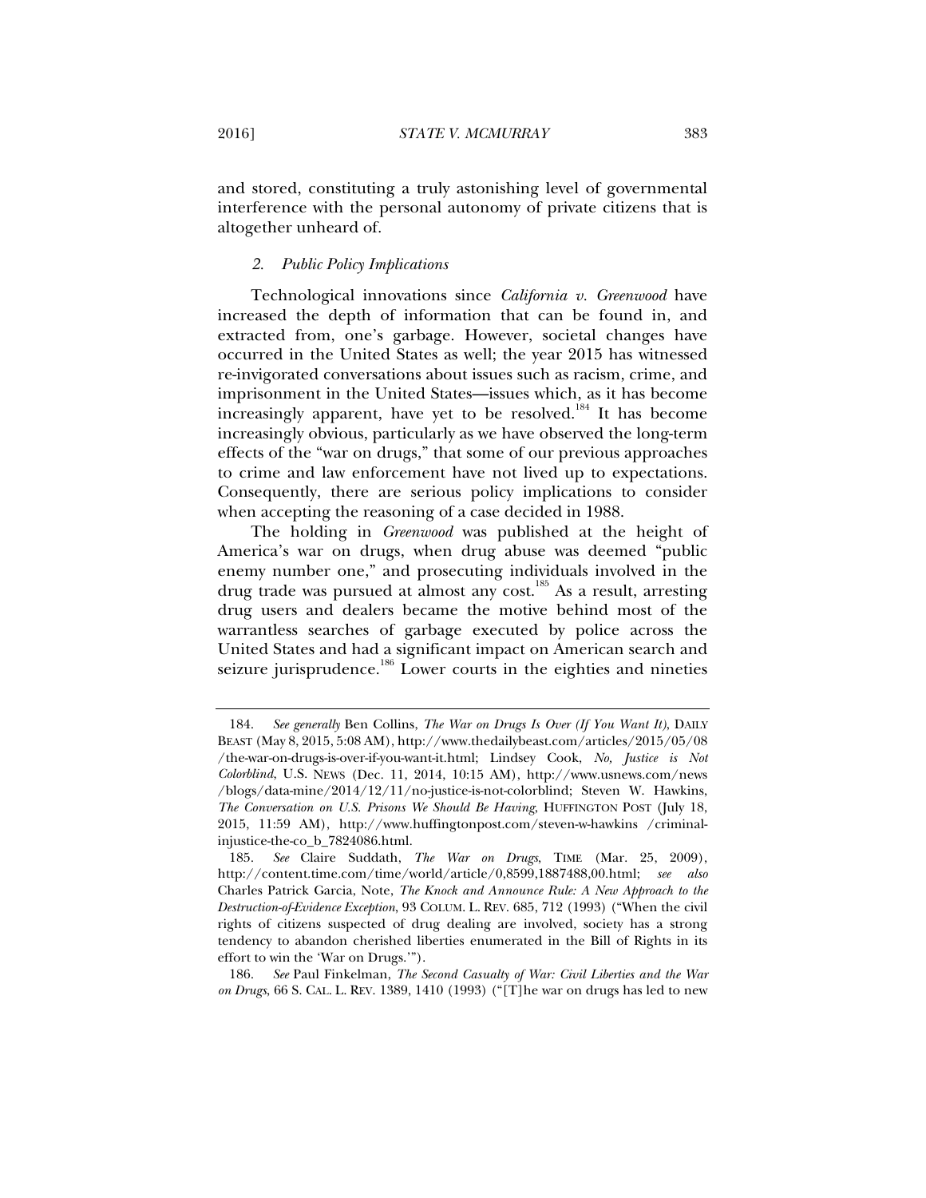and stored, constituting a truly astonishing level of governmental interference with the personal autonomy of private citizens that is altogether unheard of.

#### *2. Public Policy Implications*

Technological innovations since *California v. Greenwood* have increased the depth of information that can be found in, and extracted from, one's garbage. However, societal changes have occurred in the United States as well; the year 2015 has witnessed re-invigorated conversations about issues such as racism, crime, and imprisonment in the United States—issues which, as it has become increasingly apparent, have yet to be resolved.[184] It has become increasingly obvious, particularly as we have observed the long-term effects of the "war on drugs," that some of our previous approaches to crime and law enforcement have not lived up to expectations. Consequently, there are serious policy implications to consider when accepting the reasoning of a case decided in 1988.

The holding in *Greenwood* was published at the height of America's war on drugs, when drug abuse was deemed "public enemy number one," and prosecuting individuals involved in the drug trade was pursued at almost any cost.[185] As a result, arresting drug users and dealers became the motive behind most of the warrantless searches of garbage executed by police across the United States and had a significant impact on American search and seizure jurisprudence.[186] Lower courts in the eighties and nineties

---

184. *See generally* Ben Collins, *The War on Drugs Is Over (If You Want It)*, DAILY BEAST (May 8, 2015, 5:08 AM), http://www.thedailybeast.com/articles/2015/05/08/the-war-on-drugs-is-over-if-you-want-it.html; Lindsey Cook, *No, Justice is Not Colorblind*, U.S. NEWS (Dec. 11, 2014, 10:15 AM), http://www.usnews.com/news/blogs/data-mine/2014/12/11/no-justice-is-not-colorblind; Steven W. Hawkins, *The Conversation on U.S. Prisons We Should Be Having*, HUFFINGTON POST (July 18, 2015, 11:59 AM), http://www.huffingtonpost.com/steven-w-hawkins /criminal-injustice-the-co_b_7824086.html.

185. *See* Claire Suddath, *The War on Drugs*, TIME (Mar. 25, 2009), http://content.time.com/time/world/article/0,8599,1887488,00.html; *see also* Charles Patrick Garcia, Note, *The Knock and Announce Rule: A New Approach to the Destruction-of-Evidence Exception*, 93 COLUM. L. REV. 685, 712 (1993) ("When the civil rights of citizens suspected of drug dealing are involved, society has a strong tendency to abandon cherished liberties enumerated in the Bill of Rights in its effort to win the 'War on Drugs.'").

186. *See* Paul Finkelman, *The Second Casualty of War: Civil Liberties and the War on Drugs*, 66 S. CAL. L. REV. 1389, 1410 (1993) ("[T]he war on drugs has led to new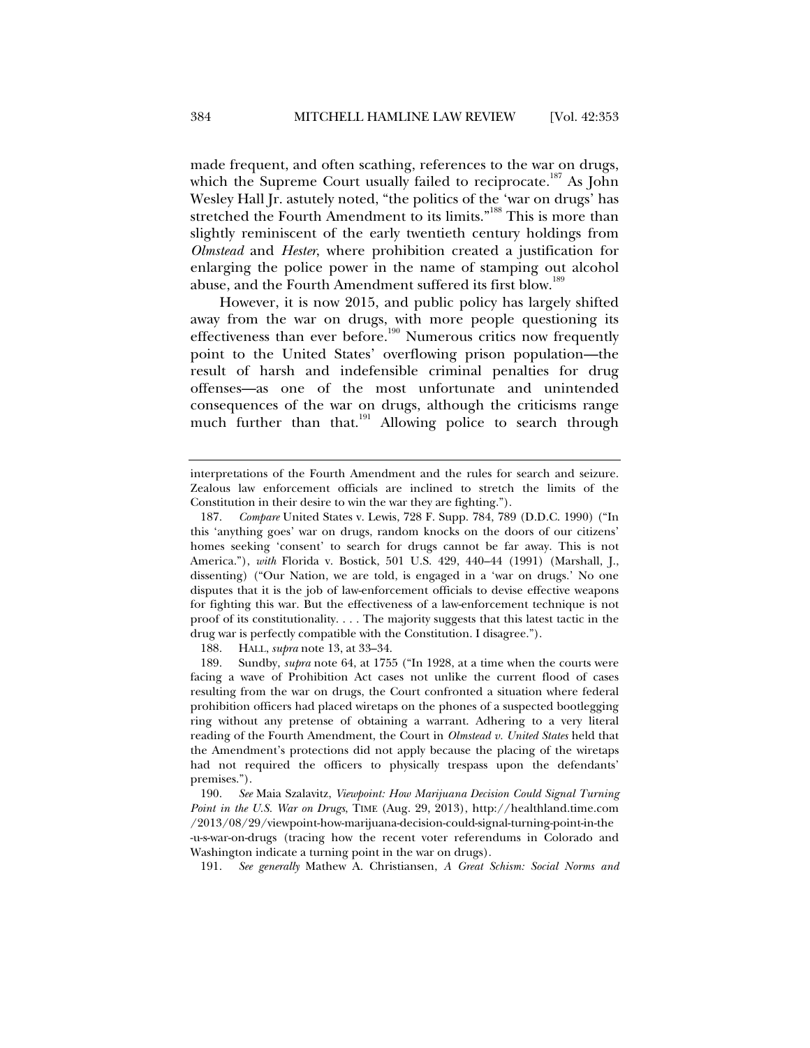made frequent, and often scathing, references to the war on drugs, which the Supreme Court usually failed to reciprocate.[187] As John Wesley Hall Jr. astutely noted, "the politics of the 'war on drugs' has stretched the Fourth Amendment to its limits."[188] This is more than slightly reminiscent of the early twentieth century holdings from *Olmstead* and *Hester*, where prohibition created a justification for enlarging the police power in the name of stamping out alcohol abuse, and the Fourth Amendment suffered its first blow.[189]

However, it is now 2015, and public policy has largely shifted away from the war on drugs, with more people questioning its effectiveness than ever before.[190] Numerous critics now frequently point to the United States' overflowing prison population—the result of harsh and indefensible criminal penalties for drug offenses—as one of the most unfortunate and unintended consequences of the war on drugs, although the criticisms range much further than that.[191] Allowing police to search through

---

interpretations of the Fourth Amendment and the rules for search and seizure. Zealous law enforcement officials are inclined to stretch the limits of the Constitution in their desire to win the war they are fighting.").

187. *Compare* United States v. Lewis, 728 F. Supp. 784, 789 (D.D.C. 1990) ("In this 'anything goes' war on drugs, random knocks on the doors of our citizens' homes seeking 'consent' to search for drugs cannot be far away. This is not America."), *with* Florida v. Bostick, 501 U.S. 429, 440–44 (1991) (Marshall, J., dissenting) ("Our Nation, we are told, is engaged in a 'war on drugs.' No one disputes that it is the job of law-enforcement officials to devise effective weapons for fighting this war. But the effectiveness of a law-enforcement technique is not proof of its constitutionality. . . . The majority suggests that this latest tactic in the drug war is perfectly compatible with the Constitution. I disagree.").

188. HALL, *supra* note 13, at 33–34.

189. Sundby, *supra* note 64, at 1755 ("In 1928, at a time when the courts were facing a wave of Prohibition Act cases not unlike the current flood of cases resulting from the war on drugs, the Court confronted a situation where federal prohibition officers had placed wiretaps on the phones of a suspected bootlegging ring without any pretense of obtaining a warrant. Adhering to a very literal reading of the Fourth Amendment, the Court in *Olmstead v. United States* held that the Amendment's protections did not apply because the placing of the wiretaps had not required the officers to physically trespass upon the defendants' premises.").

190. *See* Maia Szalavitz, *Viewpoint: How Marijuana Decision Could Signal Turning Point in the U.S. War on Drugs*, TIME (Aug. 29, 2013), http://healthland.time.com/2013/08/29/viewpoint-how-marijuana-decision-could-signal-turning-point-in-the-u-s-war-on-drugs (tracing how the recent voter referendums in Colorado and Washington indicate a turning point in the war on drugs).

191. *See generally* Mathew A. Christiansen, *A Great Schism: Social Norms and*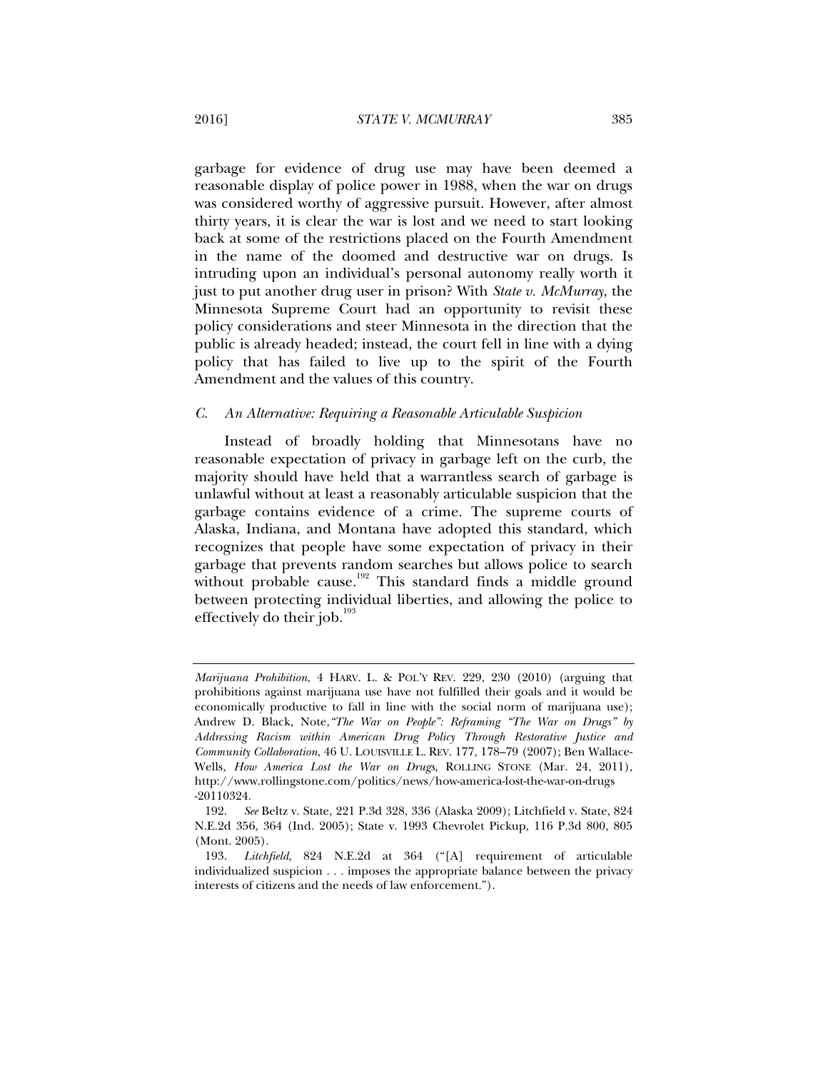garbage for evidence of drug use may have been deemed a reasonable display of police power in 1988, when the war on drugs was considered worthy of aggressive pursuit. However, after almost thirty years, it is clear the war is lost and we need to start looking back at some of the restrictions placed on the Fourth Amendment in the name of the doomed and destructive war on drugs. Is intruding upon an individual's personal autonomy really worth it just to put another drug user in prison? With *State v. McMurray*, the Minnesota Supreme Court had an opportunity to revisit these policy considerations and steer Minnesota in the direction that the public is already headed; instead, the court fell in line with a dying policy that has failed to live up to the spirit of the Fourth Amendment and the values of this country.

### *C. An Alternative: Requiring a Reasonable Articulable Suspicion*

Instead of broadly holding that Minnesotans have no reasonable expectation of privacy in garbage left on the curb, the majority should have held that a warrantless search of garbage is unlawful without at least a reasonably articulable suspicion that the garbage contains evidence of a crime. The supreme courts of Alaska, Indiana, and Montana have adopted this standard, which recognizes that people have some expectation of privacy in their garbage that prevents random searches but allows police to search without probable cause.[192] This standard finds a middle ground between protecting individual liberties, and allowing the police to effectively do their job.[193]

---

*Marijuana Prohibition*, 4 HARV. L. & POL'Y REV. 229, 230 (2010) (arguing that prohibitions against marijuana use have not fulfilled their goals and it would be economically productive to fall in line with the social norm of marijuana use); Andrew D. Black, Note, *"The War on People": Reframing "The War on Drugs" by Addressing Racism within American Drug Policy Through Restorative Justice and Community Collaboration*, 46 U. LOUISVILLE L. REV. 177, 178–79 (2007); Ben Wallace-Wells, *How America Lost the War on Drugs*, ROLLING STONE (Mar. 24, 2011), http://www.rollingstone.com/politics/news/how-america-lost-the-war-on-drugs-20110324.

192. *See* Beltz v. State, 221 P.3d 328, 336 (Alaska 2009); Litchfield v. State, 824 N.E.2d 356, 364 (Ind. 2005); State v. 1993 Chevrolet Pickup, 116 P.3d 800, 805 (Mont. 2005).

193. *Litchfield*, 824 N.E.2d at 364 ("[A] requirement of articulable individualized suspicion . . . imposes the appropriate balance between the privacy interests of citizens and the needs of law enforcement.").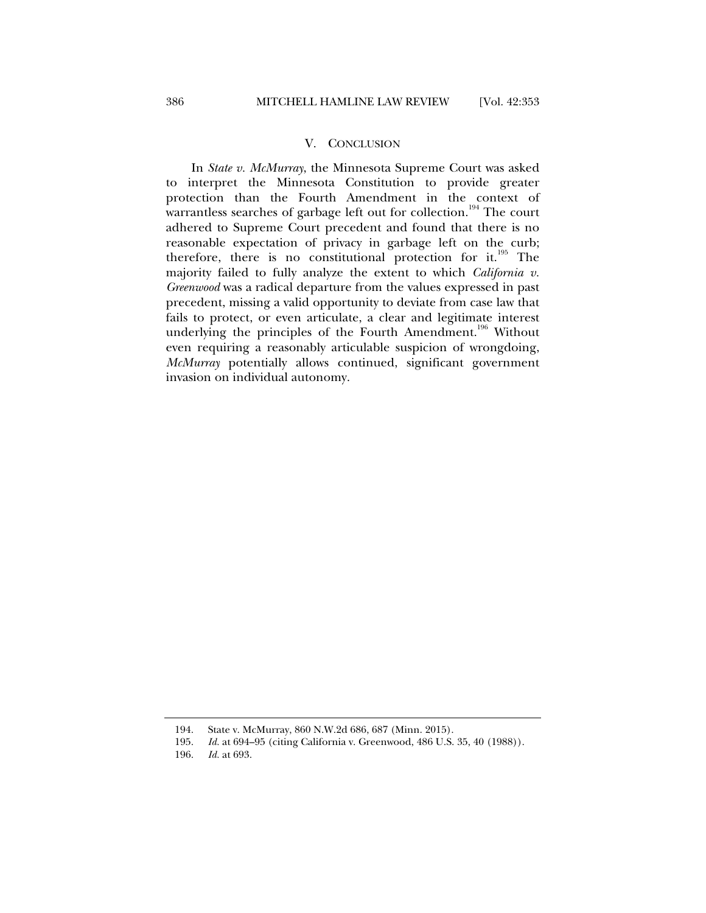## V. CONCLUSION

In *State v. McMurray*, the Minnesota Supreme Court was asked to interpret the Minnesota Constitution to provide greater protection than the Fourth Amendment in the context of warrantless searches of garbage left out for collection.[194] The court adhered to Supreme Court precedent and found that there is no reasonable expectation of privacy in garbage left on the curb; therefore, there is no constitutional protection for it.[195] The majority failed to fully analyze the extent to which *California v. Greenwood* was a radical departure from the values expressed in past precedent, missing a valid opportunity to deviate from case law that fails to protect, or even articulate, a clear and legitimate interest underlying the principles of the Fourth Amendment.[196] Without even requiring a reasonably articulable suspicion of wrongdoing, *McMurray* potentially allows continued, significant government invasion on individual autonomy.

---

194. State v. McMurray, 860 N.W.2d 686, 687 (Minn. 2015).
195. *Id.* at 694–95 (citing California v. Greenwood, 486 U.S. 35, 40 (1988)).
196. *Id.* at 693.